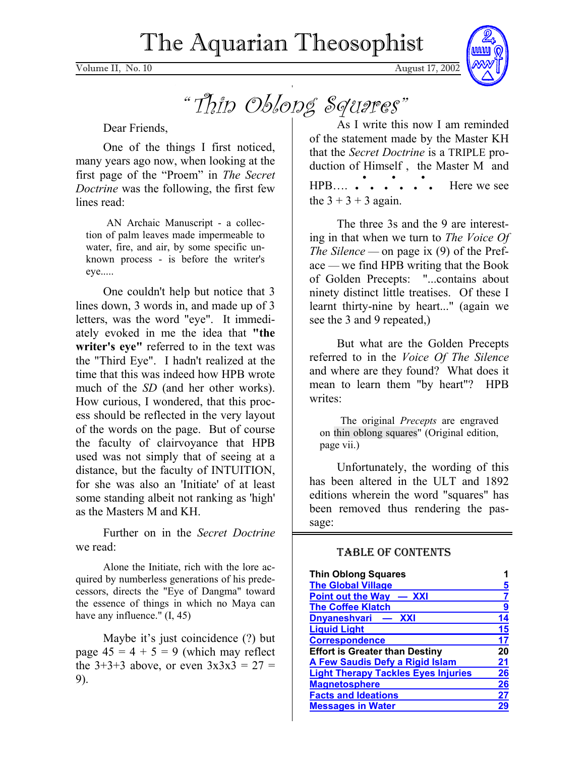# The Aquarian Theosophist

Volume II, No. 10 August 17, 2002

## "Thin Oblong Squares"

Dear Friends,

One of the things I first noticed, many years ago now, when looking at the first page of the "Proem" in *The Secret Doctrine* was the following, the first few lines read:

> AN Archaic Manuscript - a collection of palm leaves made impermeable to water, fire, and air, by some specific unknown process - is before the writer's eye.....

One couldn't help but notice that 3 lines down, 3 words in, and made up of 3 letters, was the word "eye". It immediately evoked in me the idea that **"the writer's eye"** referred to in the text was the "Third Eye". I hadn't realized at the time that this was indeed how HPB wrote much of the *SD* (and her other works). How curious, I wondered, that this process should be reflected in the very layout of the words on the page. But of course the faculty of clairvoyance that HPB used was not simply that of seeing at a distance, but the faculty of INTUITION, for she was also an 'Initiate' of at least some standing albeit not ranking as 'high' as the Masters M and KH.

Further on in the *Secret Doctrine* we read:

> Alone the Initiate, rich with the lore acquired by numberless generations of his predecessors, directs the "Eye of Dangma" toward the essence of things in which no Maya can have any influence." (I, 45)

Maybe it's just coincidence (?) but page 45 = 4 + 5 = 9 (which may reflect the 3+3+3 above, or even 3x3x3 = 27 = 9).

As I write this now I am reminded of the statement made by the Master KH that the *Secret Doctrine* is a TRIPLE production of Himself , the Master M and HPB…. ∴ ∴ ∴ Here we see the 3 + 3 + 3 again.

The three 3s and the 9 are interesting in that when we turn to *The Voice Of The Silence* — on page ix (9) of the Preface — we find HPB writing that the Book of Golden Precepts: "...contains about ninety distinct little treatises. Of these I learnt thirty-nine by heart..." (again we see the 3 and 9 repeated,)

But what are the Golden Precepts referred to in the *Voice Of The Silence* and where are they found? What does it mean to learn them "by heart"? HPB writes:

> The original *Precepts* are engraved on thin oblong squares" (Original edition, page vii.)

Unfortunately, the wording of this has been altered in the ULT and 1892 editions wherein the word "squares" has been removed thus rendering the passage:

---

### TABLE OF CONTENTS

| | |
|---|---|
| **Thin Oblong Squares** | **1** |
| The Global Village | 5 |
| Point out the Way — XXI | 7 |
| The Coffee Klatch | 9 |
| Dnyaneshvari — XXI | 14 |
| Liquid Light | 15 |
| Correspondence | 17 |
| **Effort is Greater than Destiny** | **20** |
| A Few Saudis Defy a Rigid Islam | 21 |
| Light Therapy Tackles Eyes Injuries | 26 |
| Magnetosphere | 26 |
| Facts and Ideations | 27 |
| Messages in Water | 29 |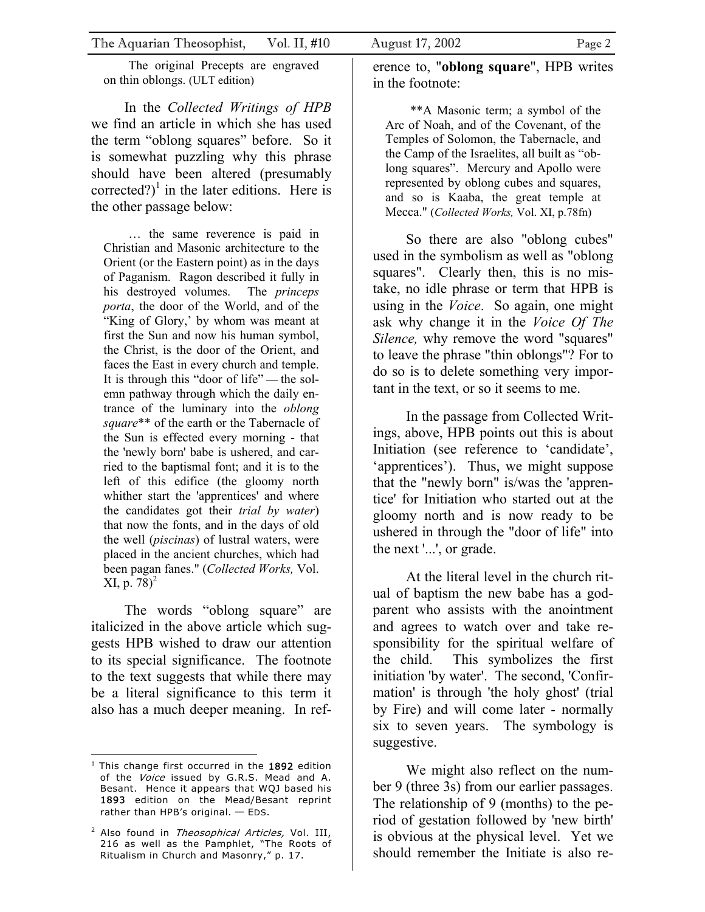The original Precepts are engraved on thin oblongs. (ULT edition)

In the *Collected Writings of HPB* we find an article in which she has used the term "oblong squares" before. So it is somewhat puzzling why this phrase should have been altered (presumably corrected?)[1] in the later editions. Here is the other passage below:

> … the same reverence is paid in Christian and Masonic architecture to the Orient (or the Eastern point) as in the days of Paganism. Ragon described it fully in his destroyed volumes. The *princeps porta*, the door of the World, and of the "King of Glory,' by whom was meant at first the Sun and now his human symbol, the Christ, is the door of the Orient, and faces the East in every church and temple. It is through this "door of life" — the solemn pathway through which the daily entrance of the luminary into the *oblong square*** of the earth or the Tabernacle of the Sun is effected every morning - that the 'newly born' babe is ushered, and carried to the baptismal font; and it is to the left of this edifice (the gloomy north whither start the 'apprentices' and where the candidates got their *trial by water*) that now the fonts, and in the days of old the well (*piscinas*) of lustral waters, were placed in the ancient churches, which had been pagan fanes." (*Collected Works,* Vol. XI, p. 78)[2]

The words "oblong square" are italicized in the above article which suggests HPB wished to draw our attention to its special significance. The footnote to the text suggests that while there may be a literal significance to this term it also has a much deeper meaning. In reference to, "**oblong square**", HPB writes in the footnote:

> **A Masonic term; a symbol of the Arc of Noah, and of the Covenant, of the Temples of Solomon, the Tabernacle, and the Camp of the Israelites, all built as "oblong squares". Mercury and Apollo were represented by oblong cubes and squares, and so is Kaaba, the great temple at Mecca." (*Collected Works,* Vol. XI, p.78fn)

So there are also "oblong cubes" used in the symbolism as well as "oblong squares". Clearly then, this is no mistake, no idle phrase or term that HPB is using in the *Voice*. So again, one might ask why change it in the *Voice Of The Silence,* why remove the word "squares" to leave the phrase "thin oblongs"? For to do so is to delete something very important in the text, or so it seems to me.

In the passage from Collected Writings, above, HPB points out this is about Initiation (see reference to 'candidate', 'apprentices'). Thus, we might suppose that the "newly born" is/was the 'apprentice' for Initiation who started out at the gloomy north and is now ready to be ushered in through the "door of life" into the next '...', or grade.

At the literal level in the church ritual of baptism the new babe has a godparent who assists with the anointment and agrees to watch over and take responsibility for the spiritual welfare of the child. This symbolizes the first initiation 'by water'. The second, 'Confirmation' is through 'the holy ghost' (trial by Fire) and will come later - normally six to seven years. The symbology is suggestive.

We might also reflect on the number 9 (three 3s) from our earlier passages. The relationship of 9 (months) to the period of gestation followed by 'new birth' is obvious at the physical level. Yet we should remember the Initiate is also re-

---

[1] This change first occurred in the 1892 edition of the *Voice* issued by G.R.S. Mead and A. Besant. Hence it appears that WQJ based his 1893 edition on the Mead/Besant reprint rather than HPB's original. — EDS.

[2] Also found in *Theosophical Articles,* Vol. III, 216 as well as the Pamphlet, "The Roots of Ritualism in Church and Masonry," p. 17.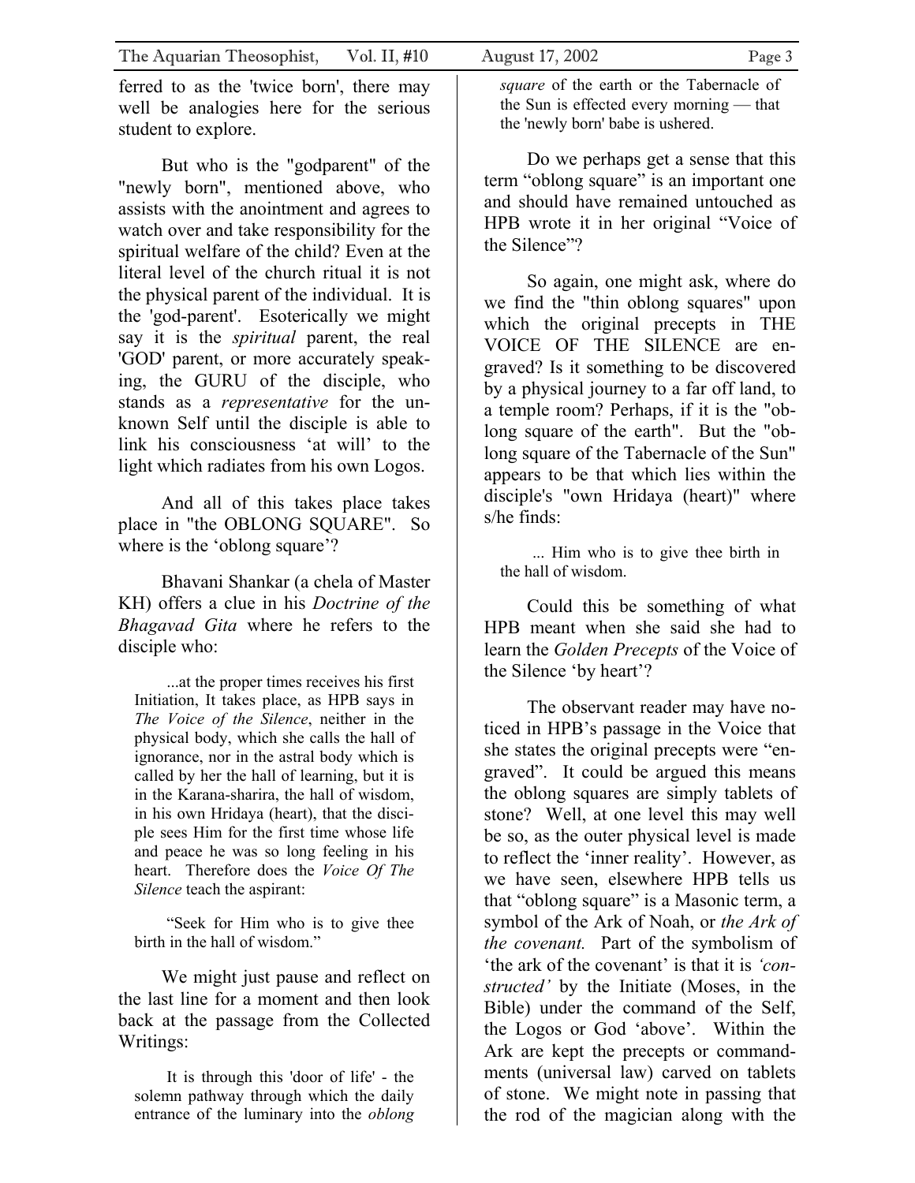ferred to as the 'twice born', there may well be analogies here for the serious student to explore.

But who is the "godparent" of the "newly born", mentioned above, who assists with the anointment and agrees to watch over and take responsibility for the spiritual welfare of the child? Even at the literal level of the church ritual it is not the physical parent of the individual. It is the 'god-parent'. Esoterically we might say it is the *spiritual* parent, the real 'GOD' parent, or more accurately speaking, the GURU of the disciple, who stands as a *representative* for the unknown Self until the disciple is able to link his consciousness 'at will' to the light which radiates from his own Logos.

And all of this takes place takes place in "the OBLONG SQUARE". So where is the 'oblong square'?

Bhavani Shankar (a chela of Master KH) offers a clue in his *Doctrine of the Bhagavad Gita* where he refers to the disciple who:

> ...at the proper times receives his first Initiation, It takes place, as HPB says in *The Voice of the Silence*, neither in the physical body, which she calls the hall of ignorance, nor in the astral body which is called by her the hall of learning, but it is in the Karana-sharira, the hall of wisdom, in his own Hridaya (heart), that the disciple sees Him for the first time whose life and peace he was so long feeling in his heart. Therefore does the *Voice Of The Silence* teach the aspirant:
>
> "Seek for Him who is to give thee birth in the hall of wisdom."

We might just pause and reflect on the last line for a moment and then look back at the passage from the Collected Writings:

> It is through this 'door of life' - the solemn pathway through which the daily entrance of the luminary into the *oblong square* of the earth or the Tabernacle of the Sun is effected every morning — that the 'newly born' babe is ushered.

Do we perhaps get a sense that this term "oblong square" is an important one and should have remained untouched as HPB wrote it in her original "Voice of the Silence"?

So again, one might ask, where do we find the "thin oblong squares" upon which the original precepts in THE VOICE OF THE SILENCE are engraved? Is it something to be discovered by a physical journey to a far off land, to a temple room? Perhaps, if it is the "oblong square of the earth". But the "oblong square of the Tabernacle of the Sun" appears to be that which lies within the disciple's "own Hridaya (heart)" where s/he finds:

> ... Him who is to give thee birth in the hall of wisdom.

Could this be something of what HPB meant when she said she had to learn the *Golden Precepts* of the Voice of the Silence 'by heart'?

The observant reader may have noticed in HPB's passage in the Voice that she states the original precepts were "engraved". It could be argued this means the oblong squares are simply tablets of stone? Well, at one level this may well be so, as the outer physical level is made to reflect the 'inner reality'. However, as we have seen, elsewhere HPB tells us that "oblong square" is a Masonic term, a symbol of the Ark of Noah, or *the Ark of the covenant.* Part of the symbolism of 'the ark of the covenant' is that it is *'constructed'* by the Initiate (Moses, in the Bible) under the command of the Self, the Logos or God 'above'. Within the Ark are kept the precepts or commandments (universal law) carved on tablets of stone. We might note in passing that the rod of the magician along with the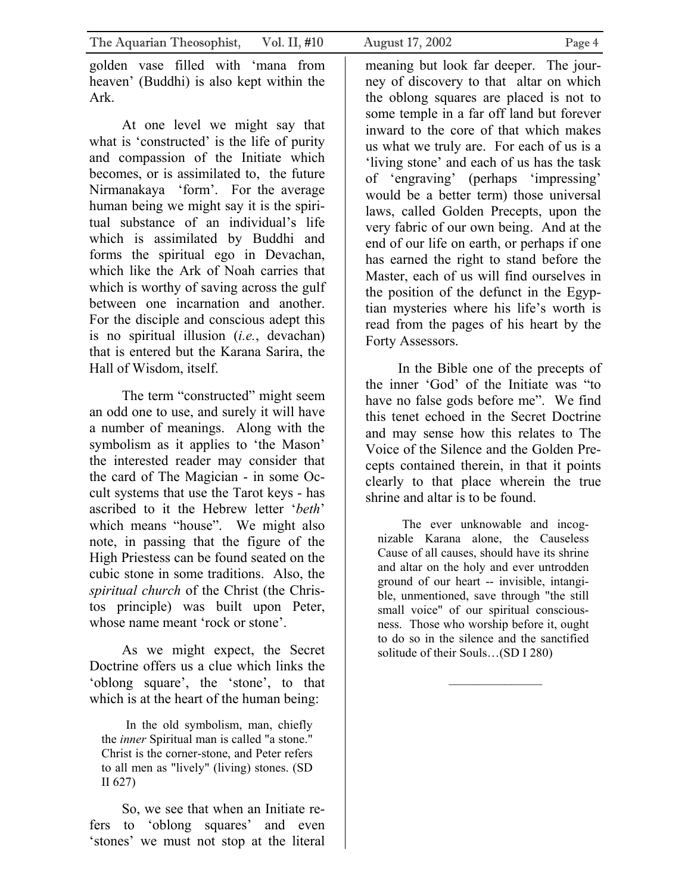golden vase filled with 'mana from heaven' (Buddhi) is also kept within the Ark.

At one level we might say that what is 'constructed' is the life of purity and compassion of the Initiate which becomes, or is assimilated to, the future Nirmanakaya 'form'. For the average human being we might say it is the spiritual substance of an individual's life which is assimilated by Buddhi and forms the spiritual ego in Devachan, which like the Ark of Noah carries that which is worthy of saving across the gulf between one incarnation and another. For the disciple and conscious adept this is no spiritual illusion (*i.e.*, devachan) that is entered but the Karana Sarira, the Hall of Wisdom, itself.

The term "constructed" might seem an odd one to use, and surely it will have a number of meanings. Along with the symbolism as it applies to 'the Mason' the interested reader may consider that the card of The Magician - in some Occult systems that use the Tarot keys - has ascribed to it the Hebrew letter '*beth*' which means "house". We might also note, in passing that the figure of the High Priestess can be found seated on the cubic stone in some traditions. Also, the *spiritual church* of the Christ (the Christos principle) was built upon Peter, whose name meant 'rock or stone'.

As we might expect, the Secret Doctrine offers us a clue which links the 'oblong square', the 'stone', to that which is at the heart of the human being:

> In the old symbolism, man, chiefly the *inner* Spiritual man is called "a stone." Christ is the corner-stone, and Peter refers to all men as "lively" (living) stones. (SD II 627)

So, we see that when an Initiate refers to 'oblong squares' and even 'stones' we must not stop at the literal meaning but look far deeper. The journey of discovery to that altar on which the oblong squares are placed is not to some temple in a far off land but forever inward to the core of that which makes us what we truly are. For each of us is a 'living stone' and each of us has the task of 'engraving' (perhaps 'impressing' would be a better term) those universal laws, called Golden Precepts, upon the very fabric of our own being. And at the end of our life on earth, or perhaps if one has earned the right to stand before the Master, each of us will find ourselves in the position of the defunct in the Egyptian mysteries where his life's worth is read from the pages of his heart by the Forty Assessors.

In the Bible one of the precepts of the inner 'God' of the Initiate was "to have no false gods before me". We find this tenet echoed in the Secret Doctrine and may sense how this relates to The Voice of the Silence and the Golden Precepts contained therein, in that it points clearly to that place wherein the true shrine and altar is to be found.

> The ever unknowable and incognizable Karana alone, the Causeless Cause of all causes, should have its shrine and altar on the holy and ever untrodden ground of our heart -- invisible, intangible, unmentioned, save through "the still small voice" of our spiritual consciousness. Those who worship before it, ought to do so in the silence and the sanctified solitude of their Souls…(SD I 280)

---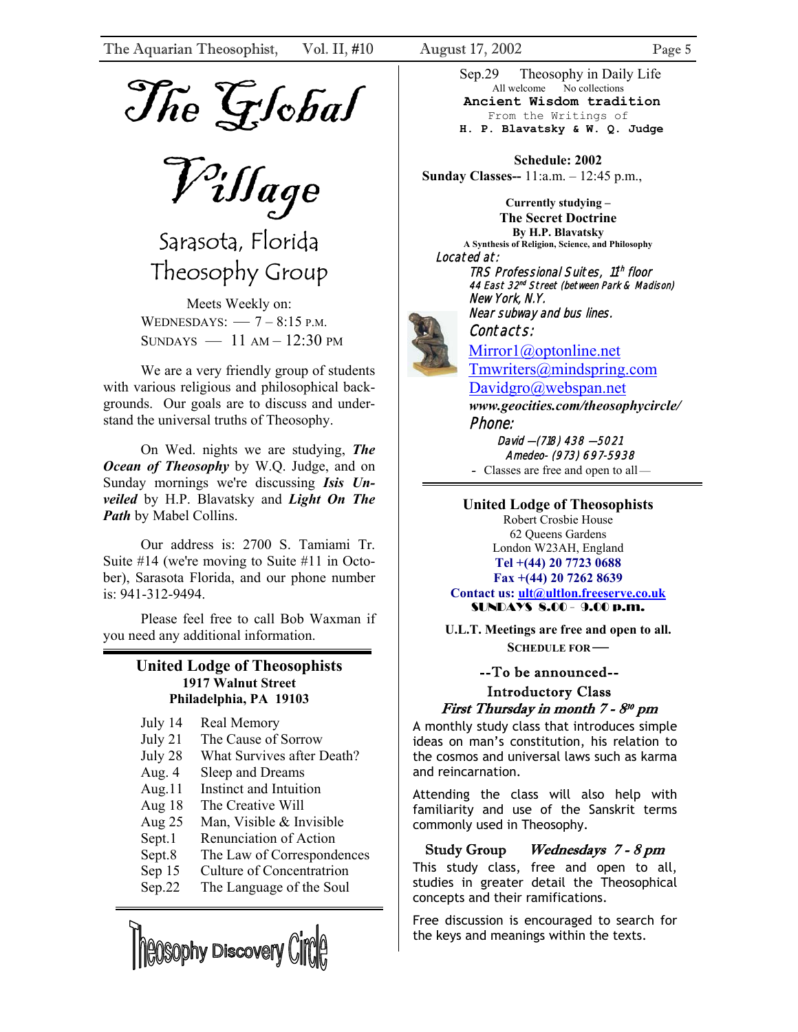# The Global Village

## Sarasota, Florida Theosophy Group

Meets Weekly on:
WEDNESDAYS: — 7 – 8:15 P.M.
SUNDAYS — 11 AM – 12:30 PM

We are a very friendly group of students with various religious and philosophical backgrounds. Our goals are to discuss and understand the universal truths of Theosophy.

On Wed. nights we are studying, ***The Ocean of Theosophy*** by W.Q. Judge, and on Sunday mornings we're discussing ***Isis Unveiled*** by H.P. Blavatsky and ***Light On The Path*** by Mabel Collins.

Our address is: 2700 S. Tamiami Tr. Suite #14 (we're moving to Suite #11 in October), Sarasota Florida, and our phone number is: 941-312-9494.

Please feel free to call Bob Waxman if you need any additional information.

---

### United Lodge of Theosophists
**1917 Walnut Street**
**Philadelphia, PA 19103**

| | |
|---|---|
| July 14 | Real Memory |
| July 21 | The Cause of Sorrow |
| July 28 | What Survives after Death? |
| Aug. 4 | Sleep and Dreams |
| Aug.11 | Instinct and Intuition |
| Aug 18 | The Creative Will |
| Aug 25 | Man, Visible & Invisible |
| Sept.1 | Renunciation of Action |
| Sept.8 | The Law of Correspondences |
| Sep 15 | Culture of Concentration |
| Sep.22 | The Language of the Soul |
| Sep.29 | Theosophy in Daily Life |

---

## Theosophy Discovery Circle

All welcome No collections

**Ancient Wisdom tradition**
From the Writings of
**H. P. Blavatsky & W. Q. Judge**

**Schedule: 2002**
**Sunday Classes--** 11:a.m. – 12:45 p.m.,

**Currently studying –**
**The Secret Doctrine**
**By H.P. Blavatsky**
**A Synthesis of Religion, Science, and Philosophy**

*Located at:*
*TRS Professional Suites, 11th floor*
*44 East 32nd Street (between Park & Madison)*
*New York, N.Y.*
*Near subway and bus lines.*

*Contacts:*
Mirror1@optonline.net
Tmwriters@mindspring.com
Davidgro@webspan.net
***www.geocities.com/theosophycircle/***

*Phone:*
*David —(718) 438 —5021*
*Amedeo- (973) 697-5938*

- Classes are free and open to all—

---

### United Lodge of Theosophists
Robert Crosbie House
62 Queens Gardens
London W23AH, England
**Tel +(44) 20 7723 0688**
**Fax +(44) 20 7262 8639**
**Contact us: ult@ultlon.freeserve.co.uk**
**SUNDAYS 8.00 - 9.00 p.m.**

**U.L.T. Meetings are free and open to all.**
**SCHEDULE FOR —**

**--To be announced--**

**Introductory Class**
***First Thursday in month 7 - 8:30 pm***

A monthly study class that introduces simple ideas on man's constitution, his relation to the cosmos and universal laws such as karma and reincarnation.

Attending the class will also help with familiarity and use of the Sanskrit terms commonly used in Theosophy.

**Study Group** ***Wednesdays 7 - 8 pm***

This study class, free and open to all, studies in greater detail the Theosophical concepts and their ramifications.

Free discussion is encouraged to search for the keys and meanings within the texts.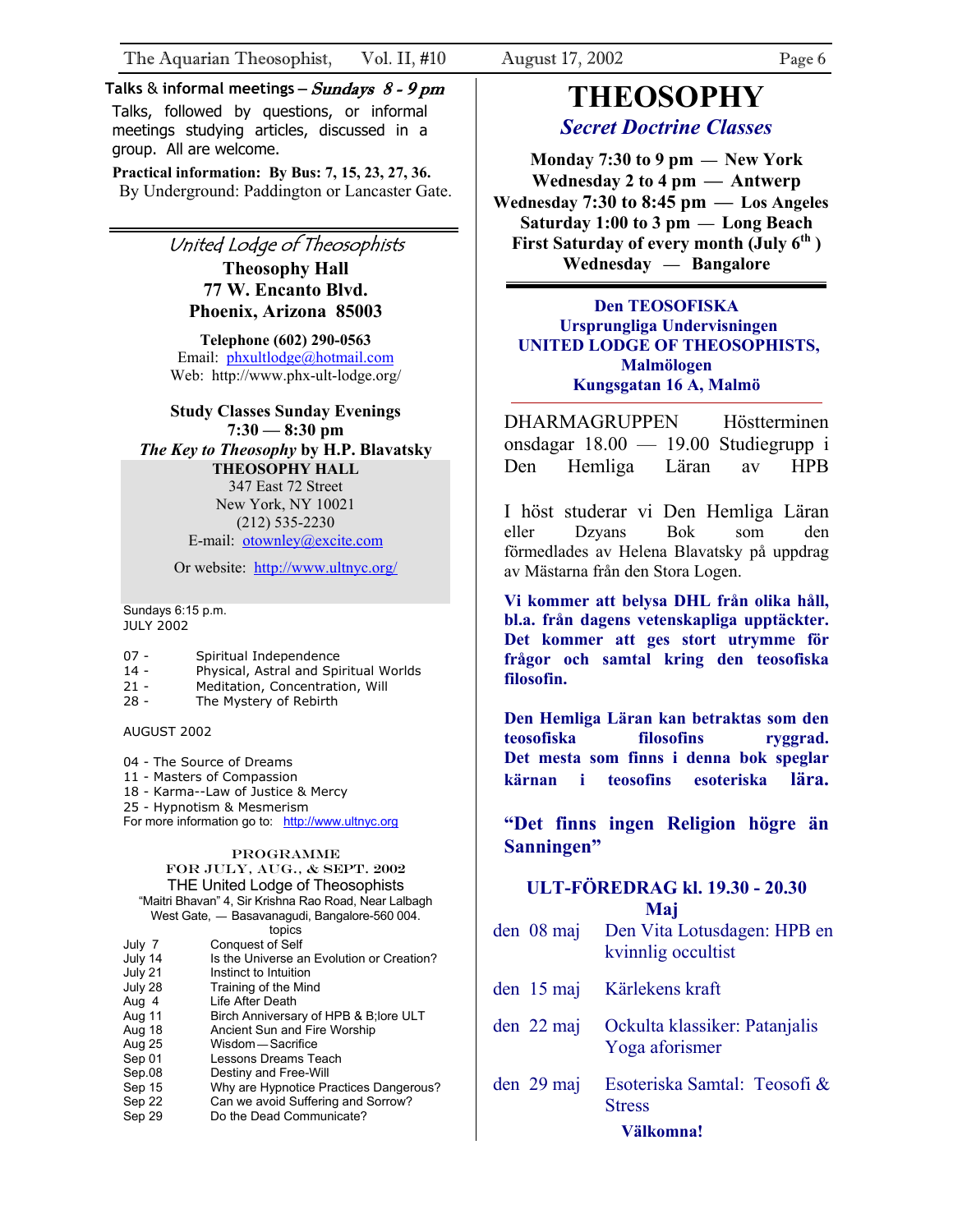**Talks & informal meetings – *Sundays 8 - 9 pm***

Talks, followed by questions, or informal meetings studying articles, discussed in a group. All are welcome.

**Practical information: By Bus: 7, 15, 23, 27, 36.**
By Underground: Paddington or Lancaster Gate.

---

*United Lodge of Theosophists*

**Theosophy Hall**
**77 W. Encanto Blvd.**
**Phoenix, Arizona 85003**

**Telephone (602) 290-0563**
Email: phxultlodge@hotmail.com
Web: http://www.phx-ult-lodge.org/

**Study Classes Sunday Evenings**
**7:30 — 8:30 pm**
***The Key to Theosophy* by H.P. Blavatsky**

**THEOSOPHY HALL**
347 East 72 Street
New York, NY 10021
(212) 535-2230
E-mail: otownley@excite.com

Or website: http://www.ultnyc.org/

Sundays 6:15 p.m.
JULY 2002

- 07 - Spiritual Independence
- 14 - Physical, Astral and Spiritual Worlds
- 21 - Meditation, Concentration, Will
- 28 - The Mystery of Rebirth

AUGUST 2002

- 04 - The Source of Dreams
- 11 - Masters of Compassion
- 18 - Karma--Law of Justice & Mercy
- 25 - Hypnotism & Mesmerism

For more information go to: http://www.ultnyc.org

PROGRAMME
FOR JULY, AUG., & SEPT. 2002
THE United Lodge of Theosophists
"Maitri Bhavan" 4, Sir Krishna Rao Road, Near Lalbagh
West Gate, — Basavanagudi, Bangalore-560 004.
topics

| | |
|---|---|
| July 7 | Conquest of Self |
| July 14 | Is the Universe an Evolution or Creation? |
| July 21 | Instinct to Intuition |
| July 28 | Training of the Mind |
| Aug 4 | Life After Death |
| Aug 11 | Birch Anniversary of HPB & B;lore ULT |
| Aug 18 | Ancient Sun and Fire Worship |
| Aug 25 | Wisdom—Sacrifice |
| Sep 01 | Lessons Dreams Teach |
| Sep.08 | Destiny and Free-Will |
| Sep 15 | Why are Hypnotice Practices Dangerous? |
| Sep 22 | Can we avoid Suffering and Sorrow? |
| Sep 29 | Do the Dead Communicate? |

# THEOSOPHY

## *Secret Doctrine Classes*

**Monday 7:30 to 9 pm — New York**
**Wednesday 2 to 4 pm — Antwerp**
**Wednesday 7:30 to 8:45 pm — Los Angeles**
**Saturday 1:00 to 3 pm — Long Beach**
**First Saturday of every month (July 6th)**
**Wednesday — Bangalore**

---

**Den TEOSOFISKA**
**Ursprungliga Undervisningen**
**UNITED LODGE OF THEOSOPHISTS, Malmölogen**
**Kungsgatan 16 A, Malmö**

DHARMAGRUPPEN Höstterminen onsdagar 18.00 — 19.00 Studiegrupp i Den Hemliga Läran av HPB

I höst studerar vi Den Hemliga Läran eller Dzyans Bok som den förmedlades av Helena Blavatsky på uppdrag av Mästarna från den Stora Logen.

**Vi kommer att belysa DHL från olika håll, bl.a. från dagens vetenskapliga upptäckter. Det kommer att ges stort utrymme för frågor och samtal kring den teosofiska filosofin.**

**Den Hemliga Läran kan betraktas som den teosofiska filosofins ryggrad. Det mesta som finns i denna bok speglar kärnan i teosofins esoteriska lära.**

**"Det finns ingen Religion högre än Sanningen"**

**ULT-FÖREDRAG kl. 19.30 - 20.30**
**Maj**

| | |
|---|---|
| den 08 maj | Den Vita Lotusdagen: HPB en kvinnlig occultist |
| den 15 maj | Kärlekens kraft |
| den 22 maj | Ockulta klassiker: Patanjalis Yoga aforismer |
| den 29 maj | Esoteriska Samtal: Teosofi & Stress |

**Välkomna!**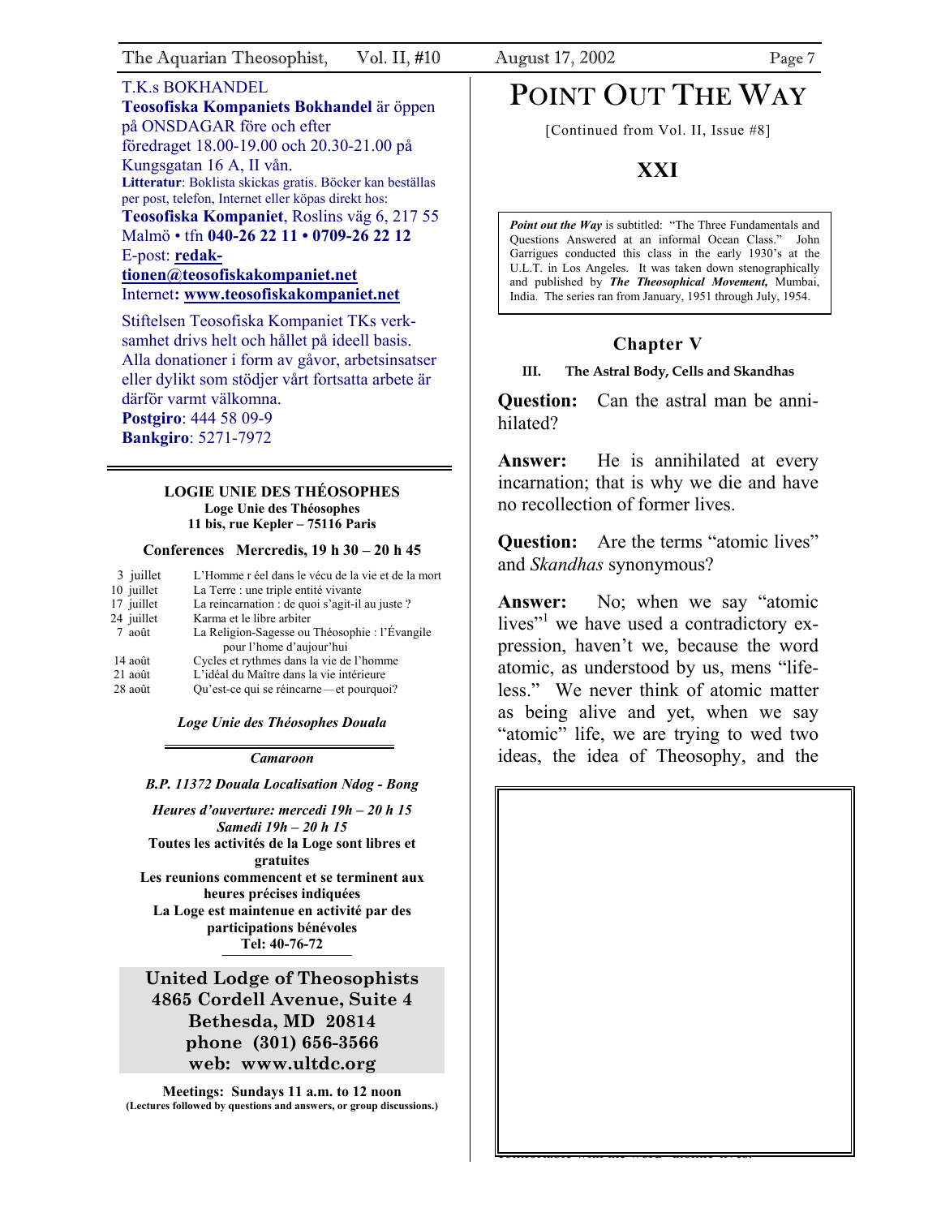T.K.s BOKHANDEL

**Teosofiska Kompaniets Bokhandel** är öppen på ONSDAGAR före och efter föredraget 18.00-19.00 och 20.30-21.00 på Kungsgatan 16 A, II vån.

**Litteratur**: Boklista skickas gratis. Böcker kan beställas per post, telefon, Internet eller köpas direkt hos:

**Teosofiska Kompaniet**, Roslins väg 6, 217 55 Malmö • tfn **040-26 22 11 • 0709-26 22 12**

E-post: **redaktionen@teosofiskakompaniet.net**

Internet**: www.teosofiskakompaniet.net**

Stiftelsen Teosofiska Kompaniet TKs verksamhet drivs helt och hållet på ideell basis. Alla donationer i form av gåvor, arbetsinsatser eller dylikt som stödjer vårt fortsatta arbete är därför varmt välkomna.

**Postgiro**: 444 58 09-9

**Bankgiro**: 5271-7972

---

**LOGIE UNIE DES THÉOSOPHES**
**Loge Unie des Théosophes**
**11 bis, rue Kepler – 75116 Paris**

**Conferences Mercredis, 19 h 30 – 20 h 45**

| | |
|---|---|
| 3 juillet | L'Homme r éel dans le vécu de la vie et de la mort |
| 10 juillet | La Terre : une triple entité vivante |
| 17 juillet | La reincarnation : de quoi s'agit-il au juste ? |
| 24 juillet | Karma et le libre arbiter |
| 7 août | La Religion-Sagesse ou Théosophie : l'Évangile pour l'home d'aujour'hui |
| 14 août | Cycles et rythmes dans la vie de l'homme |
| 21 août | L'idéal du Maître dans la vie intérieure |
| 28 août | Qu'est-ce qui se réincarne — et pourquoi? |

***Loge Unie des Théosophes Douala***

***Camaroon***

***B.P. 11372 Douala Localisation Ndog - Bong***

***Heures d'ouverture: mercedi 19h – 20 h 15***
***Samedi 19h – 20 h 15***

**Toutes les activités de la Loge sont libres et gratuites**
**Les reunions commencent et se terminent aux heures précises indiquées**
**La Loge est maintenue en activité par des participations bénévoles**
**Tel: 40-76-72**

---

**United Lodge of Theosophists**
**4865 Cordell Avenue, Suite 4**
**Bethesda, MD 20814**
**phone (301) 656-3566**
**web: www.ultdc.org**

**Meetings: Sundays 11 a.m. to 12 noon**
**(Lectures followed by questions and answers, or group discussions.)**

---

# POINT OUT THE WAY

[Continued from Vol. II, Issue #8]

## XXI

***Point out the Way*** is subtitled: "The Three Fundamentals and Questions Answered at an informal Ocean Class." John Garrigues conducted this class in the early 1930's at the U.L.T. in Los Angeles. It was taken down stenographically and published by ***The Theosophical Movement,*** Mumbai, India. The series ran from January, 1951 through July, 1954.

### Chapter V

**III. The Astral Body, Cells and Skandhas**

**Question:** Can the astral man be annihilated?

**Answer:** He is annihilated at every incarnation; that is why we die and have no recollection of former lives.

**Question:** Are the terms "atomic lives" and *Skandhas* synonymous?

**Answer:** No; when we say "atomic lives"[1] we have used a contradictory expression, haven't we, because the word atomic, as understood by us, mens "lifeless." We never think of atomic matter as being alive and yet, when we say "atomic" life, we are trying to wed two ideas, the idea of Theosophy, and the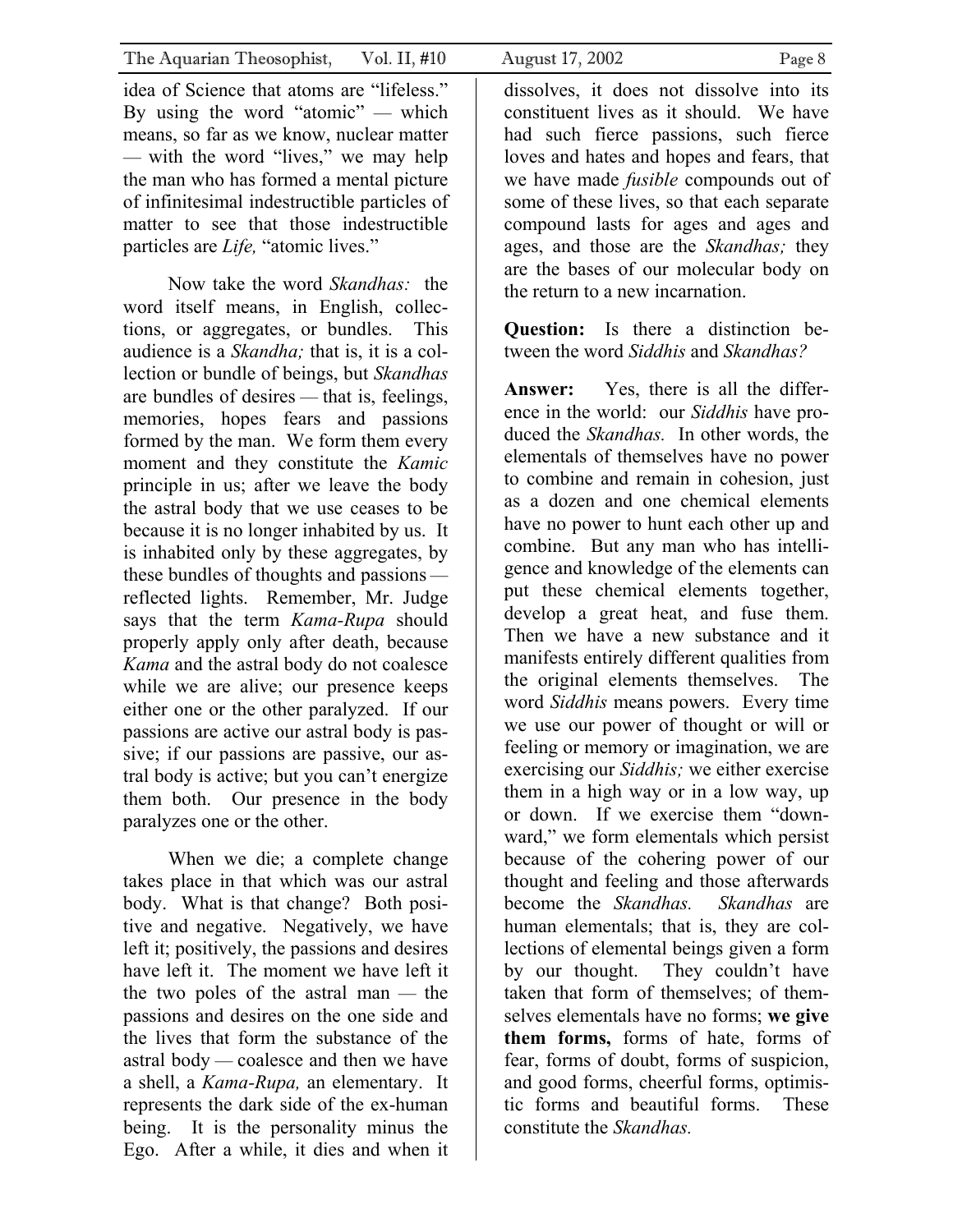idea of Science that atoms are "lifeless." By using the word "atomic" — which means, so far as we know, nuclear matter — with the word "lives," we may help the man who has formed a mental picture of infinitesimal indestructible particles of matter to see that those indestructible particles are *Life,* "atomic lives."

Now take the word *Skandhas:* the word itself means, in English, collections, or aggregates, or bundles. This audience is a *Skandha;* that is, it is a collection or bundle of beings, but *Skandhas* are bundles of desires — that is, feelings, memories, hopes fears and passions formed by the man. We form them every moment and they constitute the *Kamic* principle in us; after we leave the body the astral body that we use ceases to be because it is no longer inhabited by us. It is inhabited only by these aggregates, by these bundles of thoughts and passions — reflected lights. Remember, Mr. Judge says that the term *Kama-Rupa* should properly apply only after death, because *Kama* and the astral body do not coalesce while we are alive; our presence keeps either one or the other paralyzed. If our passions are active our astral body is passive; if our passions are passive, our astral body is active; but you can't energize them both. Our presence in the body paralyzes one or the other.

When we die; a complete change takes place in that which was our astral body. What is that change? Both positive and negative. Negatively, we have left it; positively, the passions and desires have left it. The moment we have left it the two poles of the astral man — the passions and desires on the one side and the lives that form the substance of the astral body — coalesce and then we have a shell, a *Kama-Rupa,* an elementary. It represents the dark side of the ex-human being. It is the personality minus the Ego. After a while, it dies and when it dissolves, it does not dissolve into its constituent lives as it should. We have had such fierce passions, such fierce loves and hates and hopes and fears, that we have made *fusible* compounds out of some of these lives, so that each separate compound lasts for ages and ages and ages, and those are the *Skandhas;* they are the bases of our molecular body on the return to a new incarnation.

**Question:** Is there a distinction between the word *Siddhis* and *Skandhas?*

**Answer:** Yes, there is all the difference in the world: our *Siddhis* have produced the *Skandhas.* In other words, the elementals of themselves have no power to combine and remain in cohesion, just as a dozen and one chemical elements have no power to hunt each other up and combine. But any man who has intelligence and knowledge of the elements can put these chemical elements together, develop a great heat, and fuse them. Then we have a new substance and it manifests entirely different qualities from the original elements themselves. The word *Siddhis* means powers. Every time we use our power of thought or will or feeling or memory or imagination, we are exercising our *Siddhis;* we either exercise them in a high way or in a low way, up or down. If we exercise them "downward," we form elementals which persist because of the cohering power of our thought and feeling and those afterwards become the *Skandhas. Skandhas* are human elementals; that is, they are collections of elemental beings given a form by our thought. They couldn't have taken that form of themselves; of themselves elementals have no forms; **we give them forms,** forms of hate, forms of fear, forms of doubt, forms of suspicion, and good forms, cheerful forms, optimistic forms and beautiful forms. These constitute the *Skandhas.*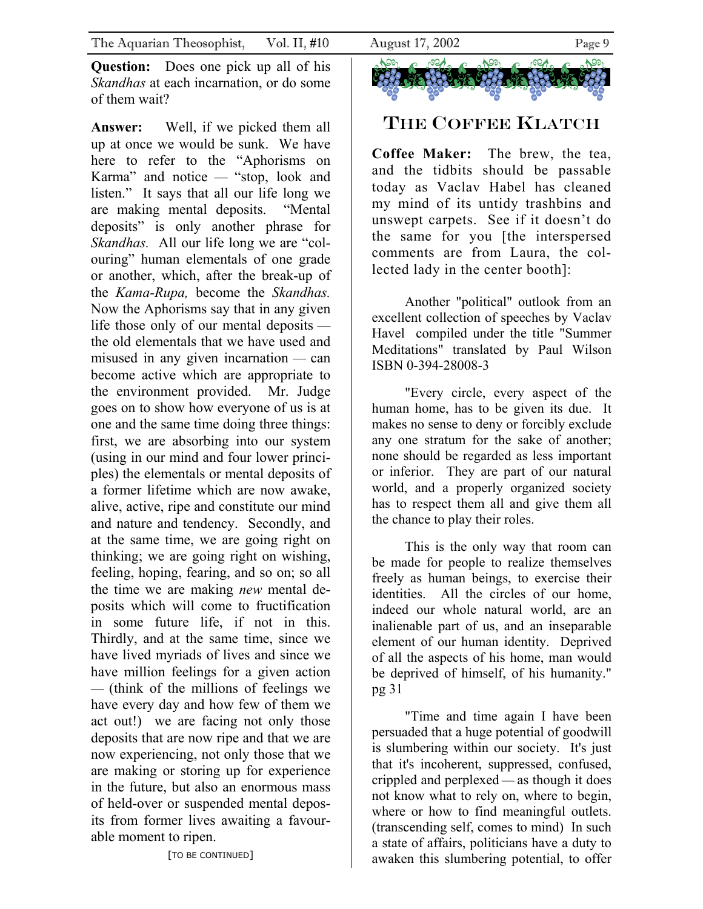**Question:** Does one pick up all of his *Skandhas* at each incarnation, or do some of them wait?

**Answer:** Well, if we picked them all up at once we would be sunk. We have here to refer to the "Aphorisms on Karma" and notice — "stop, look and listen." It says that all our life long we are making mental deposits. "Mental deposits" is only another phrase for *Skandhas.* All our life long we are "colouring" human elementals of one grade or another, which, after the break-up of the *Kama-Rupa,* become the *Skandhas.* Now the Aphorisms say that in any given life those only of our mental deposits — the old elementals that we have used and misused in any given incarnation — can become active which are appropriate to the environment provided. Mr. Judge goes on to show how everyone of us is at one and the same time doing three things: first, we are absorbing into our system (using in our mind and four lower principles) the elementals or mental deposits of a former lifetime which are now awake, alive, active, ripe and constitute our mind and nature and tendency. Secondly, and at the same time, we are going right on thinking; we are going right on wishing, feeling, hoping, fearing, and so on; so all the time we are making *new* mental deposits which will come to fructification in some future life, if not in this. Thirdly, and at the same time, since we have lived myriads of lives and since we have million feelings for a given action — (think of the millions of feelings we have every day and how few of them we act out!) we are facing not only those deposits that are now ripe and that we are now experiencing, not only those that we are making or storing up for experience in the future, but also an enormous mass of held-over or suspended mental deposits from former lives awaiting a favourable moment to ripen.

[TO BE CONTINUED]

## THE COFFEE KLATCH

**Coffee Maker:** The brew, the tea, and the tidbits should be passable today as Vaclav Habel has cleaned my mind of its untidy trashbins and unswept carpets. See if it doesn't do the same for you [the interspersed comments are from Laura, the collected lady in the center booth]:

Another "political" outlook from an excellent collection of speeches by Vaclav Havel compiled under the title "Summer Meditations" translated by Paul Wilson ISBN 0-394-28008-3

"Every circle, every aspect of the human home, has to be given its due. It makes no sense to deny or forcibly exclude any one stratum for the sake of another; none should be regarded as less important or inferior. They are part of our natural world, and a properly organized society has to respect them all and give them all the chance to play their roles.

This is the only way that room can be made for people to realize themselves freely as human beings, to exercise their identities. All the circles of our home, indeed our whole natural world, are an inalienable part of us, and an inseparable element of our human identity. Deprived of all the aspects of his home, man would be deprived of himself, of his humanity." pg 31

"Time and time again I have been persuaded that a huge potential of goodwill is slumbering within our society. It's just that it's incoherent, suppressed, confused, crippled and perplexed — as though it does not know what to rely on, where to begin, where or how to find meaningful outlets. (transcending self, comes to mind) In such a state of affairs, politicians have a duty to awaken this slumbering potential, to offer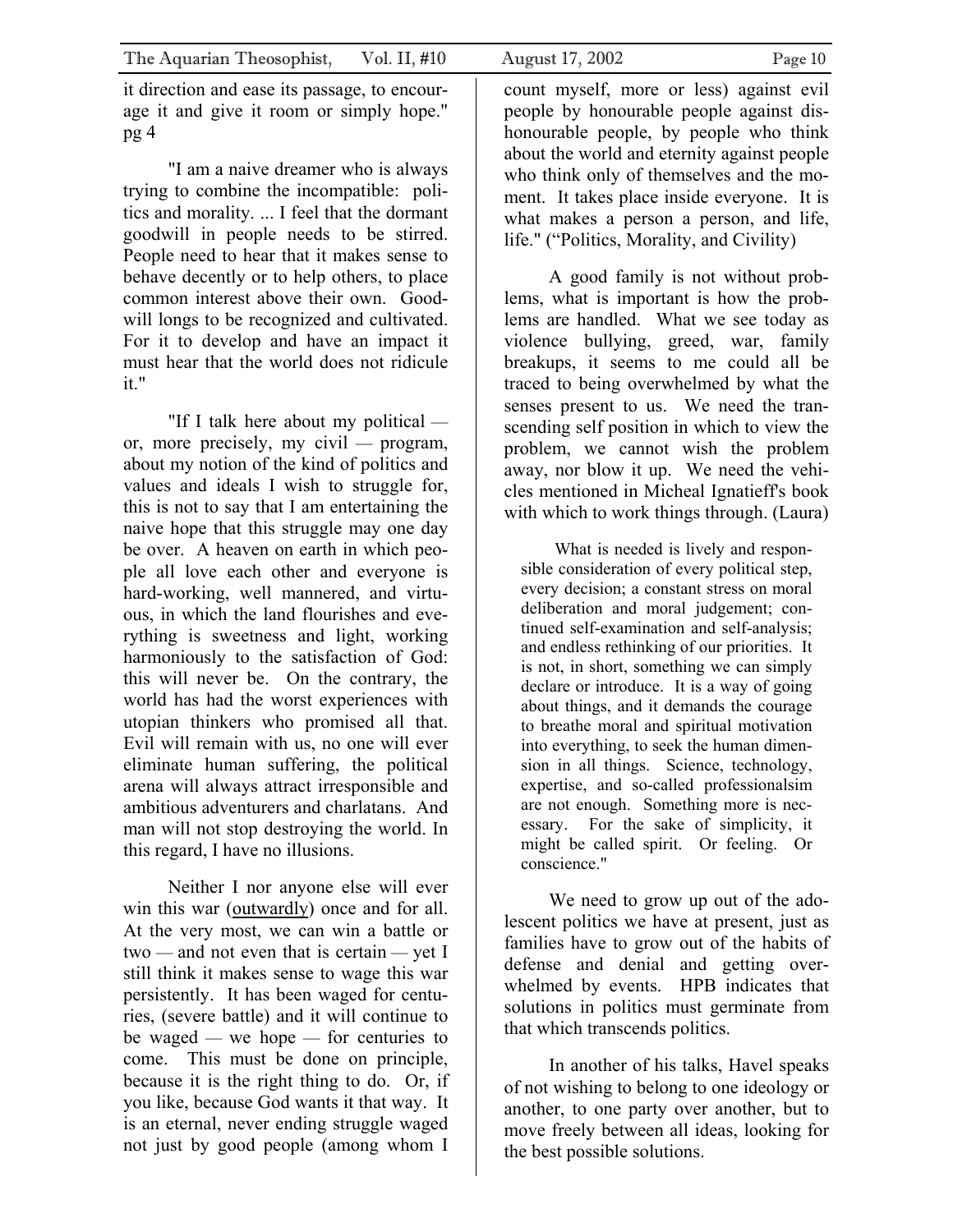it direction and ease its passage, to encourage it and give it room or simply hope." pg 4

"I am a naive dreamer who is always trying to combine the incompatible: politics and morality. ... I feel that the dormant goodwill in people needs to be stirred. People need to hear that it makes sense to behave decently or to help others, to place common interest above their own. Goodwill longs to be recognized and cultivated. For it to develop and have an impact it must hear that the world does not ridicule it."

"If I talk here about my political — or, more precisely, my civil — program, about my notion of the kind of politics and values and ideals I wish to struggle for, this is not to say that I am entertaining the naive hope that this struggle may one day be over. A heaven on earth in which people all love each other and everyone is hard-working, well mannered, and virtuous, in which the land flourishes and everything is sweetness and light, working harmoniously to the satisfaction of God: this will never be. On the contrary, the world has had the worst experiences with utopian thinkers who promised all that. Evil will remain with us, no one will ever eliminate human suffering, the political arena will always attract irresponsible and ambitious adventurers and charlatans. And man will not stop destroying the world. In this regard, I have no illusions.

Neither I nor anyone else will ever win this war (<u>outwardly</u>) once and for all. At the very most, we can win a battle or two — and not even that is certain — yet I still think it makes sense to wage this war persistently. It has been waged for centuries, (severe battle) and it will continue to be waged — we hope — for centuries to come. This must be done on principle, because it is the right thing to do. Or, if you like, because God wants it that way. It is an eternal, never ending struggle waged not just by good people (among whom I count myself, more or less) against evil people by honourable people against dishonourable people, by people who think about the world and eternity against people who think only of themselves and the moment. It takes place inside everyone. It is what makes a person a person, and life, life." ("Politics, Morality, and Civility)

A good family is not without problems, what is important is how the problems are handled. What we see today as violence bullying, greed, war, family breakups, it seems to me could all be traced to being overwhelmed by what the senses present to us. We need the transcending self position in which to view the problem, we cannot wish the problem away, nor blow it up. We need the vehicles mentioned in Micheal Ignatieff's book with which to work things through. (Laura)

> What is needed is lively and responsible consideration of every political step, every decision; a constant stress on moral deliberation and moral judgement; continued self-examination and self-analysis; and endless rethinking of our priorities. It is not, in short, something we can simply declare or introduce. It is a way of going about things, and it demands the courage to breathe moral and spiritual motivation into everything, to seek the human dimension in all things. Science, technology, expertise, and so-called professionalsim are not enough. Something more is necessary. For the sake of simplicity, it might be called spirit. Or feeling. Or conscience."

We need to grow up out of the adolescent politics we have at present, just as families have to grow out of the habits of defense and denial and getting overwhelmed by events. HPB indicates that solutions in politics must germinate from that which transcends politics.

In another of his talks, Havel speaks of not wishing to belong to one ideology or another, to one party over another, but to move freely between all ideas, looking for the best possible solutions.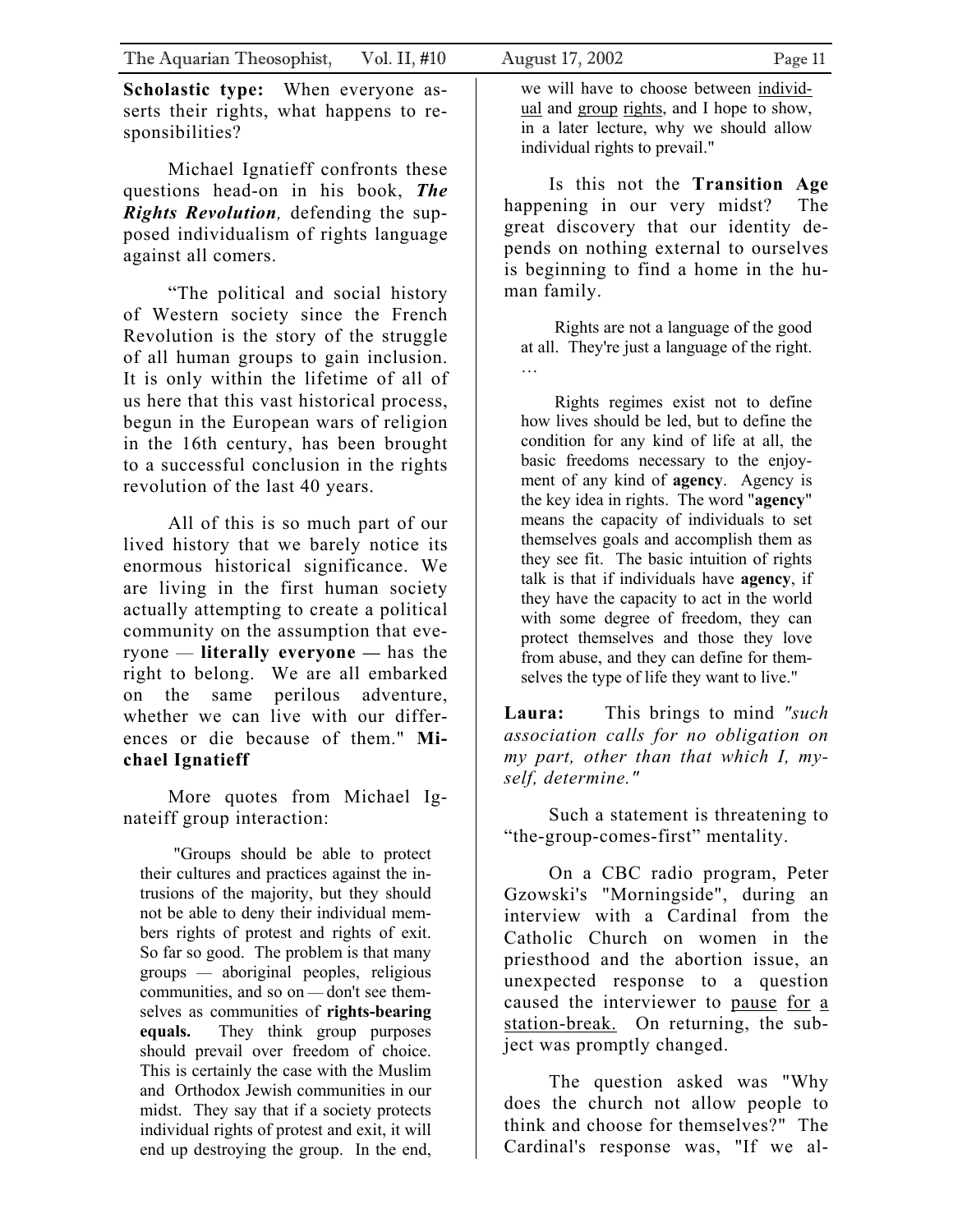**Scholastic type:** When everyone asserts their rights, what happens to responsibilities?

Michael Ignatieff confronts these questions head-on in his book, ***The Rights Revolution,*** defending the supposed individualism of rights language against all comers.

"The political and social history of Western society since the French Revolution is the story of the struggle of all human groups to gain inclusion. It is only within the lifetime of all of us here that this vast historical process, begun in the European wars of religion in the 16th century, has been brought to a successful conclusion in the rights revolution of the last 40 years.

All of this is so much part of our lived history that we barely notice its enormous historical significance. We are living in the first human society actually attempting to create a political community on the assumption that everyone — **literally everyone —** has the right to belong. We are all embarked on the same perilous adventure, whether we can live with our differences or die because of them." **Michael Ignatieff**

More quotes from Michael Ignateiff group interaction:

> "Groups should be able to protect their cultures and practices against the intrusions of the majority, but they should not be able to deny their individual members rights of protest and rights of exit. So far so good. The problem is that many groups — aboriginal peoples, religious communities, and so on — don't see themselves as communities of **rights-bearing equals.** They think group purposes should prevail over freedom of choice. This is certainly the case with the Muslim and Orthodox Jewish communities in our midst. They say that if a society protects individual rights of protest and exit, it will end up destroying the group. In the end, we will have to choose between <u>individual</u> and <u>group</u> <u>rights</u>, and I hope to show, in a later lecture, why we should allow individual rights to prevail."

Is this not the **Transition Age** happening in our very midst? The great discovery that our identity depends on nothing external to ourselves is beginning to find a home in the human family.

> Rights are not a language of the good at all. They're just a language of the right. …
>
> Rights regimes exist not to define how lives should be led, but to define the condition for any kind of life at all, the basic freedoms necessary to the enjoyment of any kind of **agency**. Agency is the key idea in rights. The word "**agency**" means the capacity of individuals to set themselves goals and accomplish them as they see fit. The basic intuition of rights talk is that if individuals have **agency**, if they have the capacity to act in the world with some degree of freedom, they can protect themselves and those they love from abuse, and they can define for themselves the type of life they want to live."

**Laura:** This brings to mind *"such association calls for no obligation on my part, other than that which I, myself, determine."*

Such a statement is threatening to "the-group-comes-first" mentality.

On a CBC radio program, Peter Gzowski's "Morningside", during an interview with a Cardinal from the Catholic Church on women in the priesthood and the abortion issue, an unexpected response to a question caused the interviewer to <u>pause</u> <u>for</u> <u>a</u> <u>station-break.</u> On returning, the subject was promptly changed.

The question asked was "Why does the church not allow people to think and choose for themselves?" The Cardinal's response was, "If we al-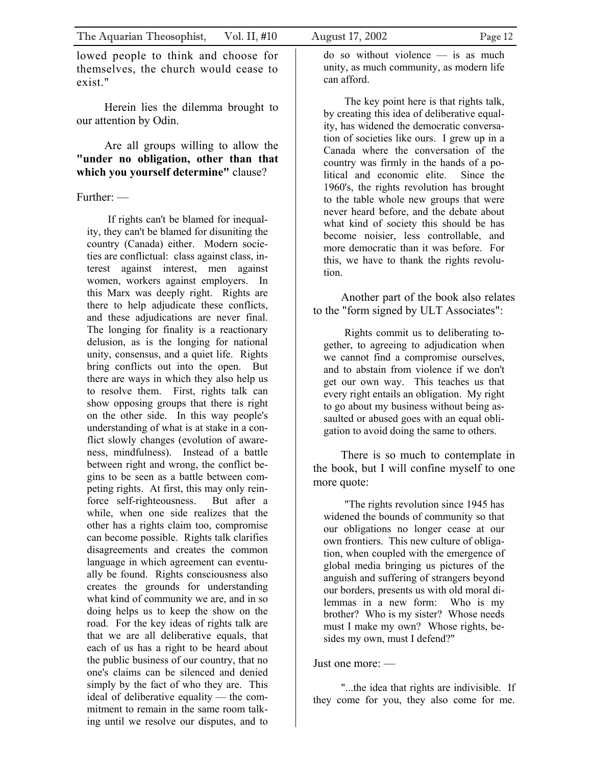lowed people to think and choose for themselves, the church would cease to exist."

Herein lies the dilemma brought to our attention by Odin.

Are all groups willing to allow the **"under no obligation, other than that which you yourself determine"** clause?

Further: —

> If rights can't be blamed for inequality, they can't be blamed for disuniting the country (Canada) either. Modern societies are conflictual: class against class, interest against interest, men against women, workers against employers. In this Marx was deeply right. Rights are there to help adjudicate these conflicts, and these adjudications are never final. The longing for finality is a reactionary delusion, as is the longing for national unity, consensus, and a quiet life. Rights bring conflicts out into the open. But there are ways in which they also help us to resolve them. First, rights talk can show opposing groups that there is right on the other side. In this way people's understanding of what is at stake in a conflict slowly changes (evolution of awareness, mindfulness). Instead of a battle between right and wrong, the conflict begins to be seen as a battle between competing rights. At first, this may only reinforce self-righteousness. But after a while, when one side realizes that the other has a rights claim too, compromise can become possible. Rights talk clarifies disagreements and creates the common language in which agreement can eventually be found. Rights consciousness also creates the grounds for understanding what kind of community we are, and in so doing helps us to keep the show on the road. For the key ideas of rights talk are that we are all deliberative equals, that each of us has a right to be heard about the public business of our country, that no one's claims can be silenced and denied simply by the fact of who they are. This ideal of deliberative equality — the commitment to remain in the same room talking until we resolve our disputes, and to do so without violence — is as much unity, as much community, as modern life can afford.
>
> The key point here is that rights talk, by creating this idea of deliberative equality, has widened the democratic conversation of societies like ours. I grew up in a Canada where the conversation of the country was firmly in the hands of a political and economic elite. Since the 1960's, the rights revolution has brought to the table whole new groups that were never heard before, and the debate about what kind of society this should be has become noisier, less controllable, and more democratic than it was before. For this, we have to thank the rights revolution.

Another part of the book also relates to the "form signed by ULT Associates":

> Rights commit us to deliberating together, to agreeing to adjudication when we cannot find a compromise ourselves, and to abstain from violence if we don't get our own way. This teaches us that every right entails an obligation. My right to go about my business without being assaulted or abused goes with an equal obligation to avoid doing the same to others.

There is so much to contemplate in the book, but I will confine myself to one more quote:

> "The rights revolution since 1945 has widened the bounds of community so that our obligations no longer cease at our own frontiers. This new culture of obligation, when coupled with the emergence of global media bringing us pictures of the anguish and suffering of strangers beyond our borders, presents us with old moral dilemmas in a new form: Who is my brother? Who is my sister? Whose needs must I make my own? Whose rights, besides my own, must I defend?"

Just one more: —

"...the idea that rights are indivisible. If they come for you, they also come for me.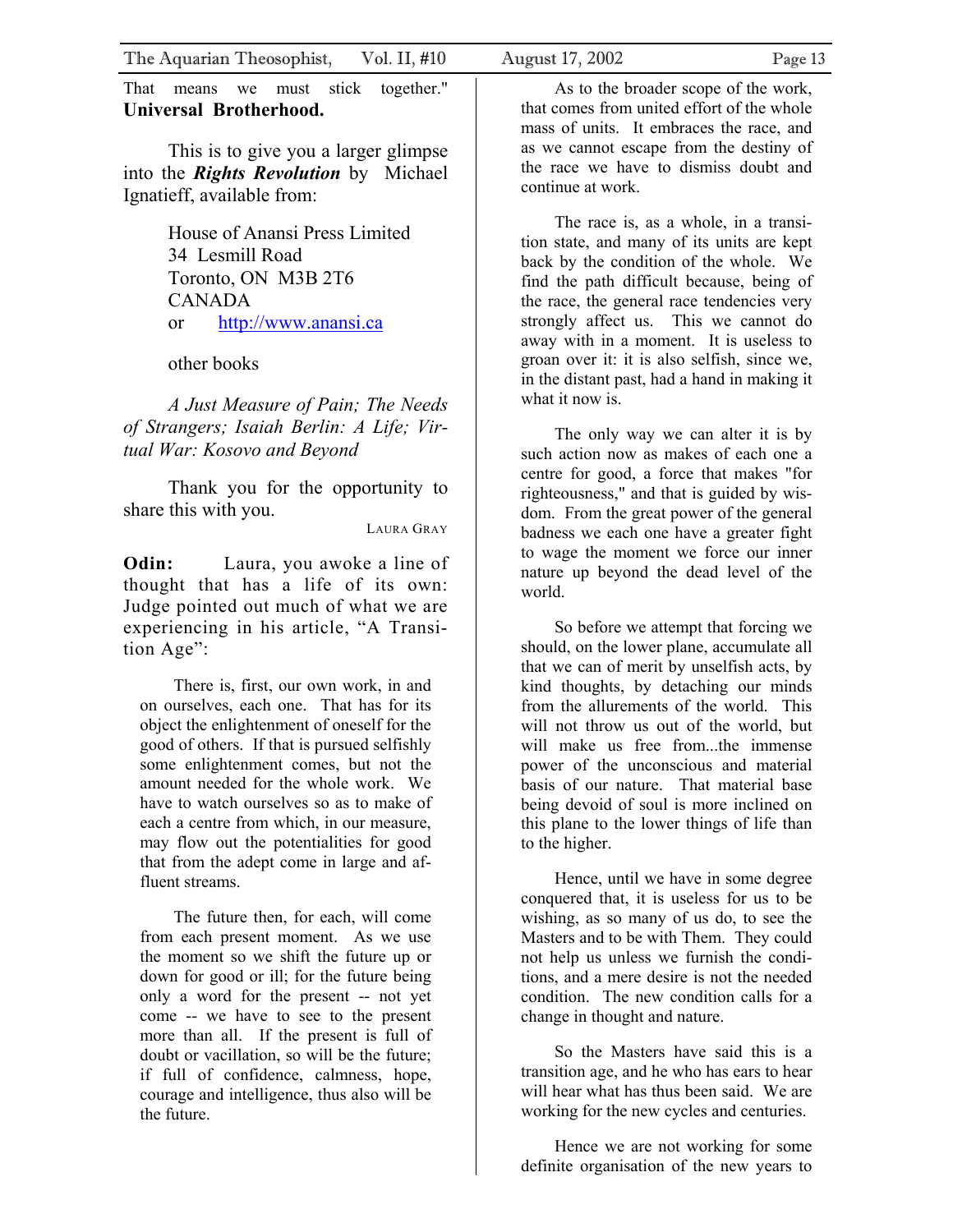That means we must stick together." **Universal Brotherhood.**

This is to give you a larger glimpse into the ***Rights Revolution*** by Michael Ignatieff, available from:

> House of Anansi Press Limited
> 34 Lesmill Road
> Toronto, ON M3B 2T6
> CANADA
> or http://www.anansi.ca
>
> other books

*A Just Measure of Pain; The Needs of Strangers; Isaiah Berlin: A Life; Virtual War: Kosovo and Beyond*

Thank you for the opportunity to share this with you.

LAURA GRAY

**Odin:** Laura, you awoke a line of thought that has a life of its own: Judge pointed out much of what we are experiencing in his article, "A Transition Age":

> There is, first, our own work, in and on ourselves, each one. That has for its object the enlightenment of oneself for the good of others. If that is pursued selfishly some enlightenment comes, but not the amount needed for the whole work. We have to watch ourselves so as to make of each a centre from which, in our measure, may flow out the potentialities for good that from the adept come in large and affluent streams.
>
> The future then, for each, will come from each present moment. As we use the moment so we shift the future up or down for good or ill; for the future being only a word for the present -- not yet come -- we have to see to the present more than all. If the present is full of doubt or vacillation, so will be the future; if full of confidence, calmness, hope, courage and intelligence, thus also will be the future.
>
> As to the broader scope of the work, that comes from united effort of the whole mass of units. It embraces the race, and as we cannot escape from the destiny of the race we have to dismiss doubt and continue at work.
>
> The race is, as a whole, in a transition state, and many of its units are kept back by the condition of the whole. We find the path difficult because, being of the race, the general race tendencies very strongly affect us. This we cannot do away with in a moment. It is useless to groan over it: it is also selfish, since we, in the distant past, had a hand in making it what it now is.
>
> The only way we can alter it is by such action now as makes of each one a centre for good, a force that makes "for righteousness," and that is guided by wisdom. From the great power of the general badness we each one have a greater fight to wage the moment we force our inner nature up beyond the dead level of the world.
>
> So before we attempt that forcing we should, on the lower plane, accumulate all that we can of merit by unselfish acts, by kind thoughts, by detaching our minds from the allurements of the world. This will not throw us out of the world, but will make us free from...the immense power of the unconscious and material basis of our nature. That material base being devoid of soul is more inclined on this plane to the lower things of life than to the higher.
>
> Hence, until we have in some degree conquered that, it is useless for us to be wishing, as so many of us do, to see the Masters and to be with Them. They could not help us unless we furnish the conditions, and a mere desire is not the needed condition. The new condition calls for a change in thought and nature.
>
> So the Masters have said this is a transition age, and he who has ears to hear will hear what has thus been said. We are working for the new cycles and centuries.
>
> Hence we are not working for some definite organisation of the new years to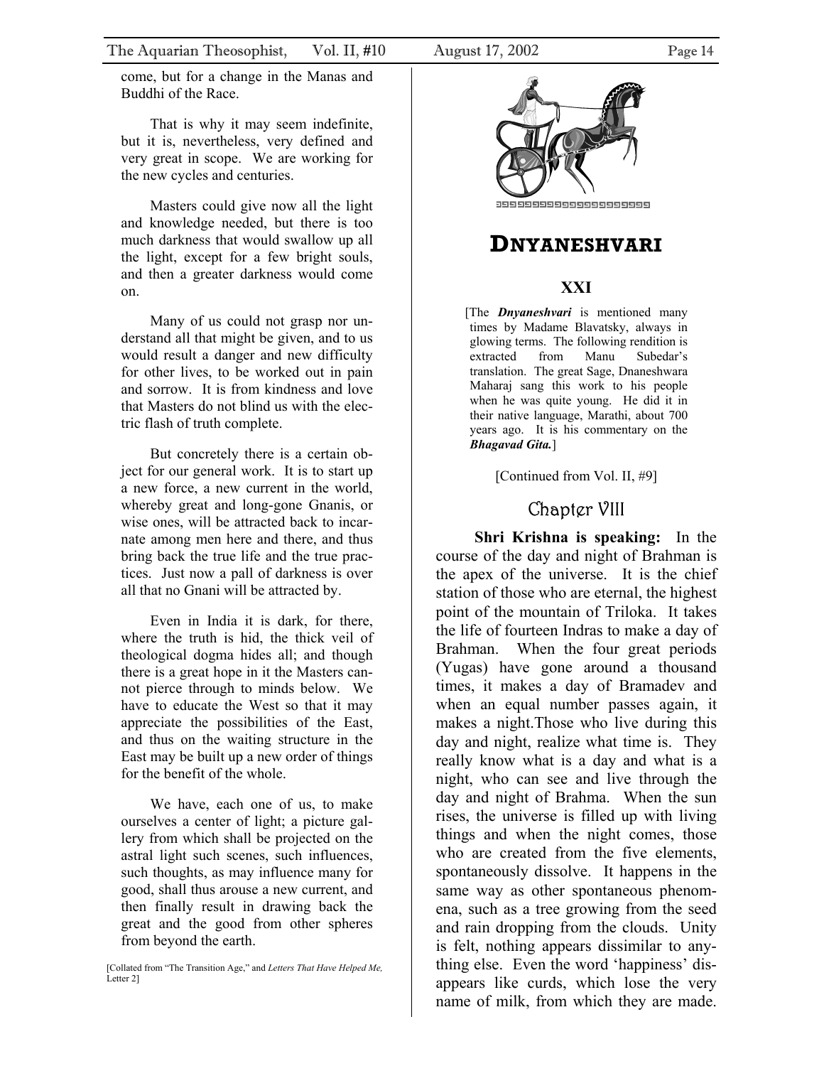come, but for a change in the Manas and Buddhi of the Race.

That is why it may seem indefinite, but it is, nevertheless, very defined and very great in scope. We are working for the new cycles and centuries.

Masters could give now all the light and knowledge needed, but there is too much darkness that would swallow up all the light, except for a few bright souls, and then a greater darkness would come on.

Many of us could not grasp nor understand all that might be given, and to us would result a danger and new difficulty for other lives, to be worked out in pain and sorrow. It is from kindness and love that Masters do not blind us with the electric flash of truth complete.

But concretely there is a certain object for our general work. It is to start up a new force, a new current in the world, whereby great and long-gone Gnanis, or wise ones, will be attracted back to incarnate among men here and there, and thus bring back the true life and the true practices. Just now a pall of darkness is over all that no Gnani will be attracted by.

Even in India it is dark, for there, where the truth is hid, the thick veil of theological dogma hides all; and though there is a great hope in it the Masters cannot pierce through to minds below. We have to educate the West so that it may appreciate the possibilities of the East, and thus on the waiting structure in the East may be built up a new order of things for the benefit of the whole.

We have, each one of us, to make ourselves a center of light; a picture gallery from which shall be projected on the astral light such scenes, such influences, such thoughts, as may influence many for good, shall thus arouse a new current, and then finally result in drawing back the great and the good from other spheres from beyond the earth.

[Collated from "The Transition Age," and *Letters That Have Helped Me,* Letter 2]

# DNYANESHVARI

## XXI

[The ***Dnyaneshvari*** is mentioned many times by Madame Blavatsky, always in glowing terms. The following rendition is extracted from Manu Subedar's translation. The great Sage, Dnaneshwara Maharaj sang this work to his people when he was quite young. He did it in their native language, Marathi, about 700 years ago. It is his commentary on the ***Bhagavad Gita.***]

[Continued from Vol. II, #9]

### Chapter VIII

**Shri Krishna is speaking:** In the course of the day and night of Brahman is the apex of the universe. It is the chief station of those who are eternal, the highest point of the mountain of Triloka. It takes the life of fourteen Indras to make a day of Brahman. When the four great periods (Yugas) have gone around a thousand times, it makes a day of Bramadev and when an equal number passes again, it makes a night.Those who live during this day and night, realize what time is. They really know what is a day and what is a night, who can see and live through the day and night of Brahma. When the sun rises, the universe is filled up with living things and when the night comes, those who are created from the five elements, spontaneously dissolve. It happens in the same way as other spontaneous phenomena, such as a tree growing from the seed and rain dropping from the clouds. Unity is felt, nothing appears dissimilar to anything else. Even the word 'happiness' disappears like curds, which lose the very name of milk, from which they are made.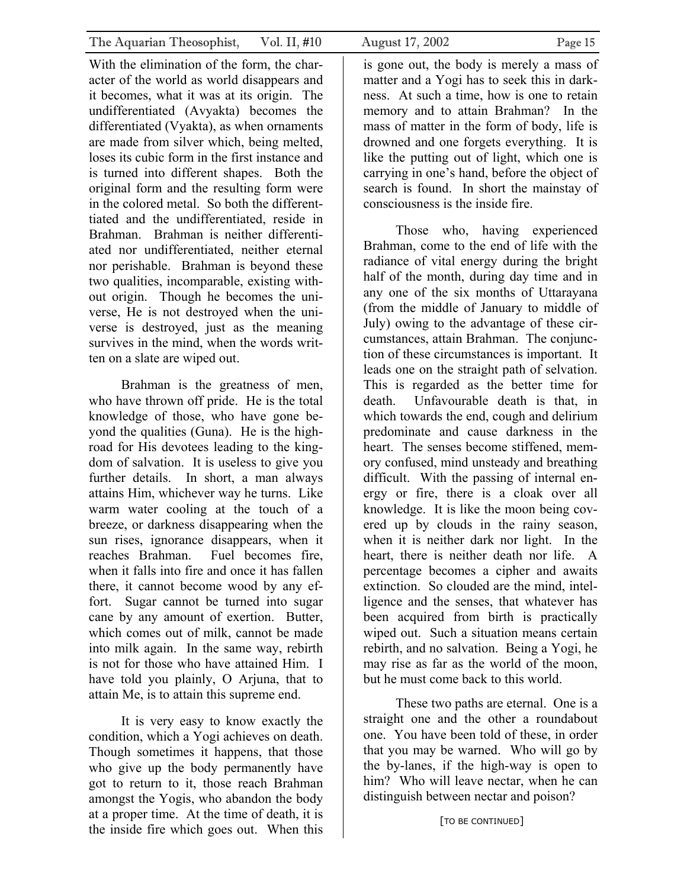With the elimination of the form, the character of the world as world disappears and it becomes, what it was at its origin. The undifferentiated (Avyakta) becomes the differentiated (Vyakta), as when ornaments are made from silver which, being melted, loses its cubic form in the first instance and is turned into different shapes. Both the original form and the resulting form were in the colored metal. So both the differenttiated and the undifferentiated, reside in Brahman. Brahman is neither differentiated nor undifferentiated, neither eternal nor perishable. Brahman is beyond these two qualities, incomparable, existing without origin. Though he becomes the universe, He is not destroyed when the universe is destroyed, just as the meaning survives in the mind, when the words written on a slate are wiped out.

Brahman is the greatness of men, who have thrown off pride. He is the total knowledge of those, who have gone beyond the qualities (Guna). He is the highroad for His devotees leading to the kingdom of salvation. It is useless to give you further details. In short, a man always attains Him, whichever way he turns. Like warm water cooling at the touch of a breeze, or darkness disappearing when the sun rises, ignorance disappears, when it reaches Brahman. Fuel becomes fire, when it falls into fire and once it has fallen there, it cannot become wood by any effort. Sugar cannot be turned into sugar cane by any amount of exertion. Butter, which comes out of milk, cannot be made into milk again. In the same way, rebirth is not for those who have attained Him. I have told you plainly, O Arjuna, that to attain Me, is to attain this supreme end.

It is very easy to know exactly the condition, which a Yogi achieves on death. Though sometimes it happens, that those who give up the body permanently have got to return to it, those reach Brahman amongst the Yogis, who abandon the body at a proper time. At the time of death, it is the inside fire which goes out. When this is gone out, the body is merely a mass of matter and a Yogi has to seek this in darkness. At such a time, how is one to retain memory and to attain Brahman? In the mass of matter in the form of body, life is drowned and one forgets everything. It is like the putting out of light, which one is carrying in one's hand, before the object of search is found. In short the mainstay of consciousness is the inside fire.

Those who, having experienced Brahman, come to the end of life with the radiance of vital energy during the bright half of the month, during day time and in any one of the six months of Uttarayana (from the middle of January to middle of July) owing to the advantage of these circumstances, attain Brahman. The conjunction of these circumstances is important. It leads one on the straight path of selvation. This is regarded as the better time for death. Unfavourable death is that, in which towards the end, cough and delirium predominate and cause darkness in the heart. The senses become stiffened, memory confused, mind unsteady and breathing difficult. With the passing of internal energy or fire, there is a cloak over all knowledge. It is like the moon being covered up by clouds in the rainy season, when it is neither dark nor light. In the heart, there is neither death nor life. A percentage becomes a cipher and awaits extinction. So clouded are the mind, intelligence and the senses, that whatever has been acquired from birth is practically wiped out. Such a situation means certain rebirth, and no salvation. Being a Yogi, he may rise as far as the world of the moon, but he must come back to this world.

These two paths are eternal. One is a straight one and the other a roundabout one. You have been told of these, in order that you may be warned. Who will go by the by-lanes, if the high-way is open to him? Who will leave nectar, when he can distinguish between nectar and poison?

[TO BE CONTINUED]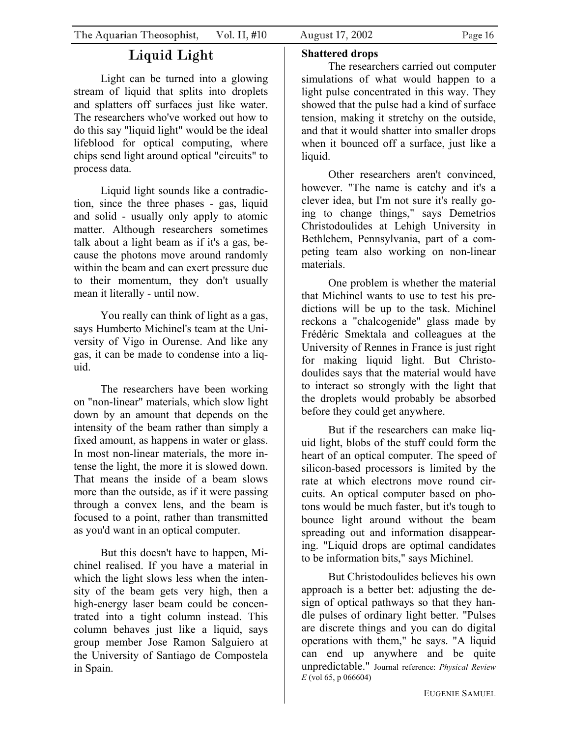# Liquid Light

Light can be turned into a glowing stream of liquid that splits into droplets and splatters off surfaces just like water. The researchers who've worked out how to do this say "liquid light" would be the ideal lifeblood for optical computing, where chips send light around optical "circuits" to process data.

Liquid light sounds like a contradiction, since the three phases - gas, liquid and solid - usually only apply to atomic matter. Although researchers sometimes talk about a light beam as if it's a gas, because the photons move around randomly within the beam and can exert pressure due to their momentum, they don't usually mean it literally - until now.

You really can think of light as a gas, says Humberto Michinel's team at the University of Vigo in Ourense. And like any gas, it can be made to condense into a liquid.

The researchers have been working on "non-linear" materials, which slow light down by an amount that depends on the intensity of the beam rather than simply a fixed amount, as happens in water or glass. In most non-linear materials, the more intense the light, the more it is slowed down. That means the inside of a beam slows more than the outside, as if it were passing through a convex lens, and the beam is focused to a point, rather than transmitted as you'd want in an optical computer.

But this doesn't have to happen, Michinel realised. If you have a material in which the light slows less when the intensity of the beam gets very high, then a high-energy laser beam could be concentrated into a tight column instead. This column behaves just like a liquid, says group member Jose Ramon Salguiero at the University of Santiago de Compostela in Spain.

### Shattered drops

The researchers carried out computer simulations of what would happen to a light pulse concentrated in this way. They showed that the pulse had a kind of surface tension, making it stretchy on the outside, and that it would shatter into smaller drops when it bounced off a surface, just like a liquid.

Other researchers aren't convinced, however. "The name is catchy and it's a clever idea, but I'm not sure it's really going to change things," says Demetrios Christodoulides at Lehigh University in Bethlehem, Pennsylvania, part of a competing team also working on non-linear materials.

One problem is whether the material that Michinel wants to use to test his predictions will be up to the task. Michinel reckons a "chalcogenide" glass made by Frédéric Smektala and colleagues at the University of Rennes in France is just right for making liquid light. But Christodoulides says that the material would have to interact so strongly with the light that the droplets would probably be absorbed before they could get anywhere.

But if the researchers can make liquid light, blobs of the stuff could form the heart of an optical computer. The speed of silicon-based processors is limited by the rate at which electrons move round circuits. An optical computer based on photons would be much faster, but it's tough to bounce light around without the beam spreading out and information disappearing. "Liquid drops are optimal candidates to be information bits," says Michinel.

But Christodoulides believes his own approach is a better bet: adjusting the design of optical pathways so that they handle pulses of ordinary light better. "Pulses are discrete things and you can do digital operations with them," he says. "A liquid can end up anywhere and be quite unpredictable." Journal reference: *Physical Review E* (vol 65, p 066604)

EUGENIE SAMUEL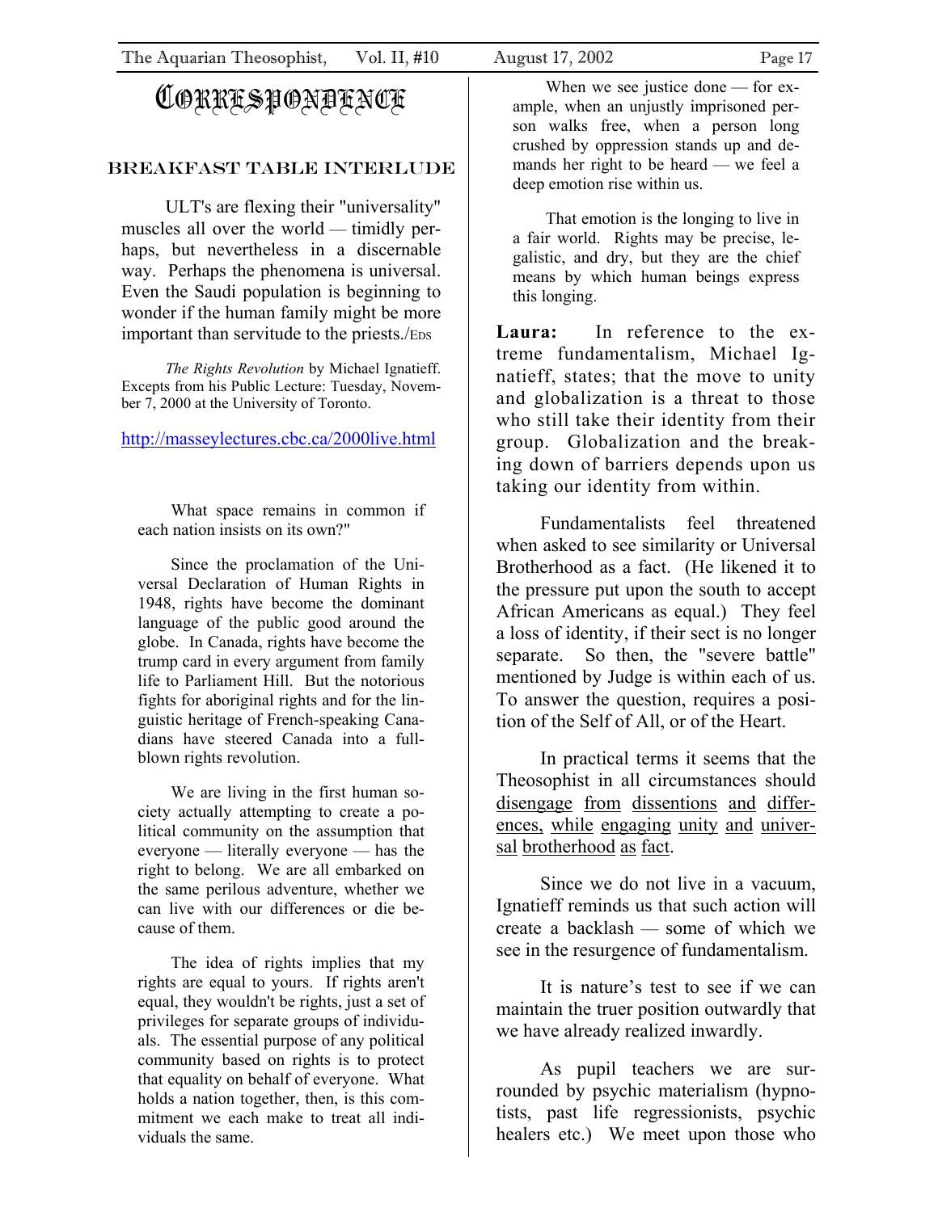# Correspondence

### Breakfast Table Interlude

ULT's are flexing their "universality" muscles all over the world — timidly perhaps, but nevertheless in a discernable way. Perhaps the phenomena is universal. Even the Saudi population is beginning to wonder if the human family might be more important than servitude to the priests./EDS

*The Rights Revolution* by Michael Ignatieff. Excepts from his Public Lecture: Tuesday, November 7, 2000 at the University of Toronto.

http://masseylectures.cbc.ca/2000live.html

> What space remains in common if each nation insists on its own?"
>
> Since the proclamation of the Universal Declaration of Human Rights in 1948, rights have become the dominant language of the public good around the globe. In Canada, rights have become the trump card in every argument from family life to Parliament Hill. But the notorious fights for aboriginal rights and for the linguistic heritage of French-speaking Canadians have steered Canada into a full-blown rights revolution.
>
> We are living in the first human society actually attempting to create a political community on the assumption that everyone — literally everyone — has the right to belong. We are all embarked on the same perilous adventure, whether we can live with our differences or die because of them.
>
> The idea of rights implies that my rights are equal to yours. If rights aren't equal, they wouldn't be rights, just a set of privileges for separate groups of individuals. The essential purpose of any political community based on rights is to protect that equality on behalf of everyone. What holds a nation together, then, is this commitment we each make to treat all individuals the same.
>
> When we see justice done — for example, when an unjustly imprisoned person walks free, when a person long crushed by oppression stands up and demands her right to be heard — we feel a deep emotion rise within us.
>
> That emotion is the longing to live in a fair world. Rights may be precise, legalistic, and dry, but they are the chief means by which human beings express this longing.

**Laura:** In reference to the extreme fundamentalism, Michael Ignatieff, states; that the move to unity and globalization is a threat to those who still take their identity from their group. Globalization and the breaking down of barriers depends upon us taking our identity from within.

Fundamentalists feel threatened when asked to see similarity or Universal Brotherhood as a fact. (He likened it to the pressure put upon the south to accept African Americans as equal.) They feel a loss of identity, if their sect is no longer separate. So then, the "severe battle" mentioned by Judge is within each of us. To answer the question, requires a position of the Self of All, or of the Heart.

In practical terms it seems that the Theosophist in all circumstances should <u>disengage from dissentions and differences, while engaging unity and universal brotherhood as fact</u>.

Since we do not live in a vacuum, Ignatieff reminds us that such action will create a backlash — some of which we see in the resurgence of fundamentalism.

It is nature's test to see if we can maintain the truer position outwardly that we have already realized inwardly.

As pupil teachers we are surrounded by psychic materialism (hypnotists, past life regressionists, psychic healers etc.) We meet upon those who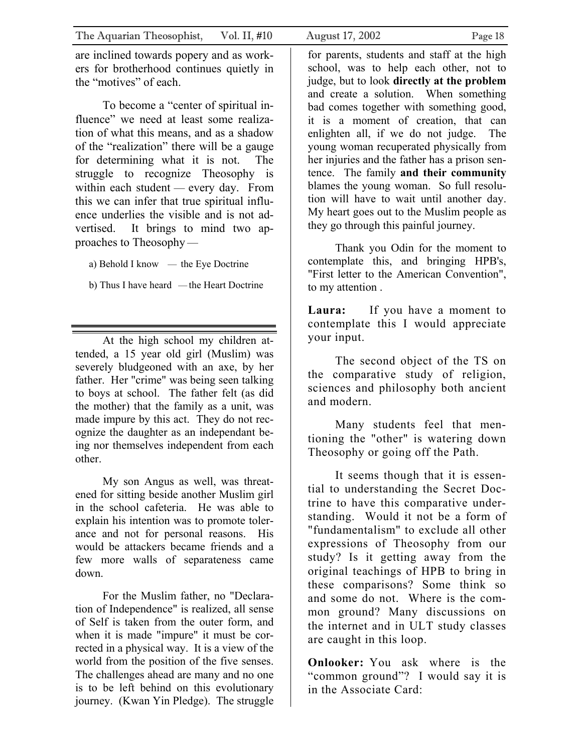are inclined towards popery and as workers for brotherhood continues quietly in the "motives" of each.

To become a "center of spiritual influence" we need at least some realization of what this means, and as a shadow of the "realization" there will be a gauge for determining what it is not. The struggle to recognize Theosophy is within each student — every day. From this we can infer that true spiritual influence underlies the visible and is not advertised. It brings to mind two approaches to Theosophy —

a) Behold I know — the Eye Doctrine

b) Thus I have heard — the Heart Doctrine

---

At the high school my children attended, a 15 year old girl (Muslim) was severely bludgeoned with an axe, by her father. Her "crime" was being seen talking to boys at school. The father felt (as did the mother) that the family as a unit, was made impure by this act. They do not recognize the daughter as an independant being nor themselves independent from each other.

My son Angus as well, was threatened for sitting beside another Muslim girl in the school cafeteria. He was able to explain his intention was to promote tolerance and not for personal reasons. His would be attackers became friends and a few more walls of separateness came down.

For the Muslim father, no "Declaration of Independence" is realized, all sense of Self is taken from the outer form, and when it is made "impure" it must be corrected in a physical way. It is a view of the world from the position of the five senses. The challenges ahead are many and no one is to be left behind on this evolutionary journey. (Kwan Yin Pledge). The struggle for parents, students and staff at the high school, was to help each other, not to judge, but to look **directly at the problem** and create a solution. When something bad comes together with something good, it is a moment of creation, that can enlighten all, if we do not judge. The young woman recuperated physically from her injuries and the father has a prison sentence. The family **and their community** blames the young woman. So full resolution will have to wait until another day. My heart goes out to the Muslim people as they go through this painful journey.

Thank you Odin for the moment to contemplate this, and bringing HPB's, "First letter to the American Convention", to my attention .

**Laura:** If you have a moment to contemplate this I would appreciate your input.

The second object of the TS on the comparative study of religion, sciences and philosophy both ancient and modern.

Many students feel that mentioning the "other" is watering down Theosophy or going off the Path.

It seems though that it is essential to understanding the Secret Doctrine to have this comparative understanding. Would it not be a form of "fundamentalism" to exclude all other expressions of Theosophy from our study? Is it getting away from the original teachings of HPB to bring in these comparisons? Some think so and some do not. Where is the common ground? Many discussions on the internet and in ULT study classes are caught in this loop.

**Onlooker:** You ask where is the "common ground"? I would say it is in the Associate Card: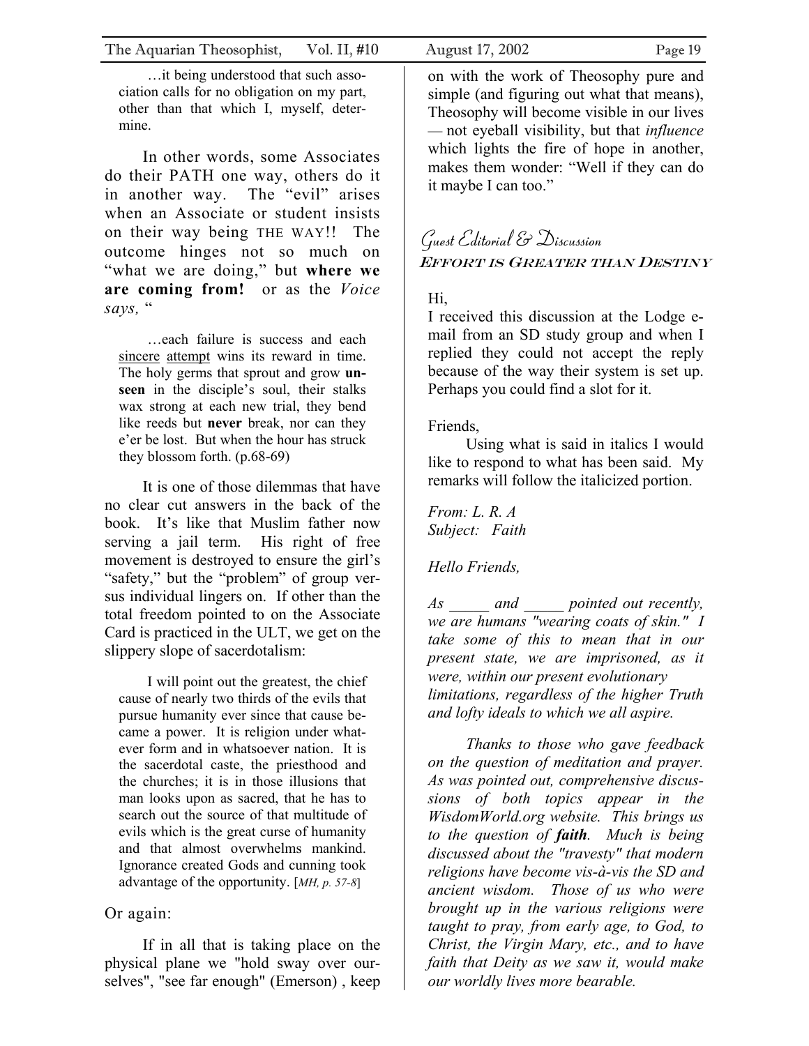…it being understood that such association calls for no obligation on my part, other than that which I, myself, determine.

In other words, some Associates do their PATH one way, others do it in another way. The "evil" arises when an Associate or student insists on their way being THE WAY!! The outcome hinges not so much on "what we are doing," but **where we are coming from!** or as the *Voice says,* "

> …each failure is success and each <u>sincere</u> <u>attempt</u> wins its reward in time. The holy germs that sprout and grow **unseen** in the disciple's soul, their stalks wax strong at each new trial, they bend like reeds but **never** break, nor can they e'er be lost. But when the hour has struck they blossom forth. (p.68-69)

It is one of those dilemmas that have no clear cut answers in the back of the book. It's like that Muslim father now serving a jail term. His right of free movement is destroyed to ensure the girl's "safety," but the "problem" of group versus individual lingers on. If other than the total freedom pointed to on the Associate Card is practiced in the ULT, we get on the slippery slope of sacerdotalism:

> I will point out the greatest, the chief cause of nearly two thirds of the evils that pursue humanity ever since that cause became a power. It is religion under whatever form and in whatsoever nation. It is the sacerdotal caste, the priesthood and the churches; it is in those illusions that man looks upon as sacred, that he has to search out the source of that multitude of evils which is the great curse of humanity and that almost overwhelms mankind. Ignorance created Gods and cunning took advantage of the opportunity. [*MH, p. 57-8*]

Or again:

If in all that is taking place on the physical plane we "hold sway over ourselves", "see far enough" (Emerson) , keep on with the work of Theosophy pure and simple (and figuring out what that means), Theosophy will become visible in our lives — not eyeball visibility, but that *influence* which lights the fire of hope in another, makes them wonder: "Well if they can do it maybe I can too."

## Guest Editorial & Discussion

### EFFORT IS GREATER THAN DESTINY

Hi,

I received this discussion at the Lodge e-mail from an SD study group and when I replied they could not accept the reply because of the way their system is set up. Perhaps you could find a slot for it.

Friends,

Using what is said in italics I would like to respond to what has been said. My remarks will follow the italicized portion.

*From: L. R. A*
*Subject: Faith*

*Hello Friends,*

*As _____ and _____ pointed out recently, we are humans "wearing coats of skin." I take some of this to mean that in our present state, we are imprisoned, as it were, within our present evolutionary limitations, regardless of the higher Truth and lofty ideals to which we all aspire.*

*Thanks to those who gave feedback on the question of meditation and prayer. As was pointed out, comprehensive discussions of both topics appear in the WisdomWorld.org website. This brings us to the question of **faith**. Much is being discussed about the "travesty" that modern religions have become vis-à-vis the SD and ancient wisdom. Those of us who were brought up in the various religions were taught to pray, from early age, to God, to Christ, the Virgin Mary, etc., and to have faith that Deity as we saw it, would make our worldly lives more bearable.*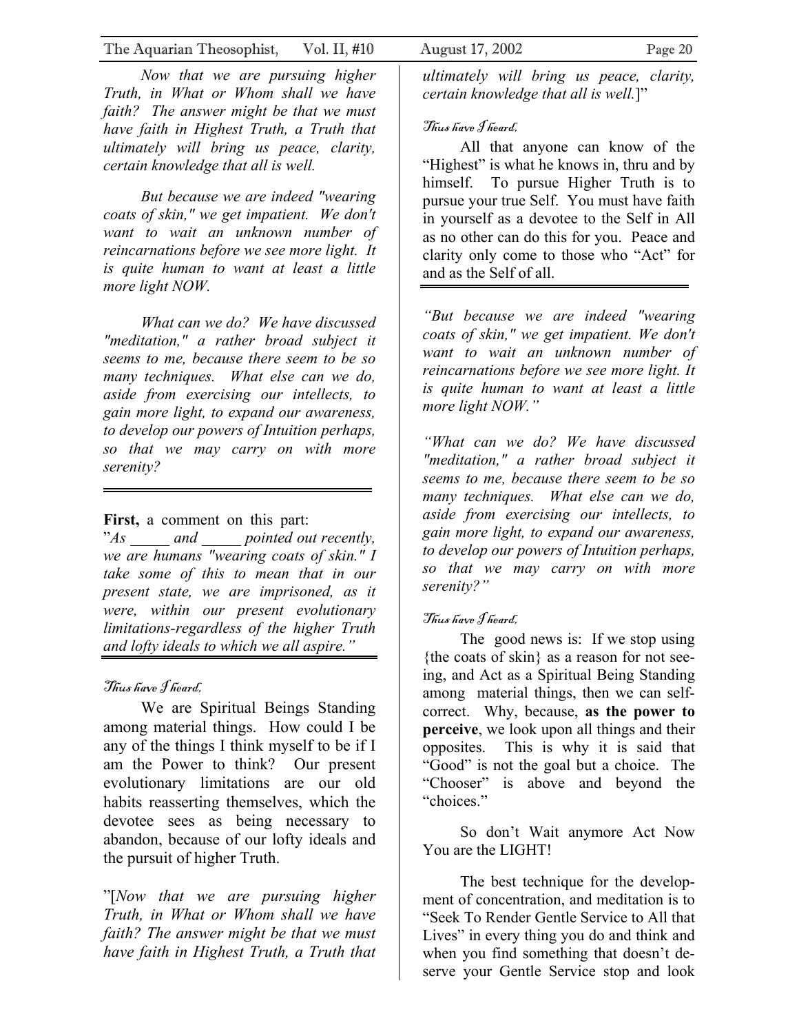*Now that we are pursuing higher Truth, in What or Whom shall we have faith? The answer might be that we must have faith in Highest Truth, a Truth that ultimately will bring us peace, clarity, certain knowledge that all is well.*

*But because we are indeed "wearing coats of skin," we get impatient. We don't want to wait an unknown number of reincarnations before we see more light. It is quite human to want at least a little more light NOW.*

*What can we do? We have discussed "meditation," a rather broad subject it seems to me, because there seem to be so many techniques. What else can we do, aside from exercising our intellects, to gain more light, to expand our awareness, to develop our powers of Intuition perhaps, so that we may carry on with more serenity?*

---

**First,** a comment on this part:

"*As _____ and _____ pointed out recently, we are humans "wearing coats of skin." I take some of this to mean that in our present state, we are imprisoned, as it were, within our present evolutionary limitations-regardless of the higher Truth and lofty ideals to which we all aspire."*

---

*Thus have I heard,*

We are Spiritual Beings Standing among material things. How could I be any of the things I think myself to be if I am the Power to think? Our present evolutionary limitations are our old habits reasserting themselves, which the devotee sees as being necessary to abandon, because of our lofty ideals and the pursuit of higher Truth.

"[*Now that we are pursuing higher Truth, in What or Whom shall we have faith? The answer might be that we must have faith in Highest Truth, a Truth that ultimately will bring us peace, clarity, certain knowledge that all is well.*]"

*Thus have I heard,*

All that anyone can know of the "Highest" is what he knows in, thru and by himself. To pursue Higher Truth is to pursue your true Self. You must have faith in yourself as a devotee to the Self in All as no other can do this for you. Peace and clarity only come to those who "Act" for and as the Self of all.

---

*"But because we are indeed "wearing coats of skin," we get impatient. We don't want to wait an unknown number of reincarnations before we see more light. It is quite human to want at least a little more light NOW."*

*"What can we do? We have discussed "meditation," a rather broad subject it seems to me, because there seem to be so many techniques. What else can we do, aside from exercising our intellects, to gain more light, to expand our awareness, to develop our powers of Intuition perhaps, so that we may carry on with more serenity?"*

*Thus have I heard,*

The good news is: If we stop using {the coats of skin} as a reason for not seeing, and Act as a Spiritual Being Standing among material things, then we can self-correct. Why, because, **as the power to perceive**, we look upon all things and their opposites. This is why it is said that "Good" is not the goal but a choice. The "Chooser" is above and beyond the "choices."

So don't Wait anymore Act Now You are the LIGHT!

The best technique for the development of concentration, and meditation is to "Seek To Render Gentle Service to All that Lives" in every thing you do and think and when you find something that doesn't deserve your Gentle Service stop and look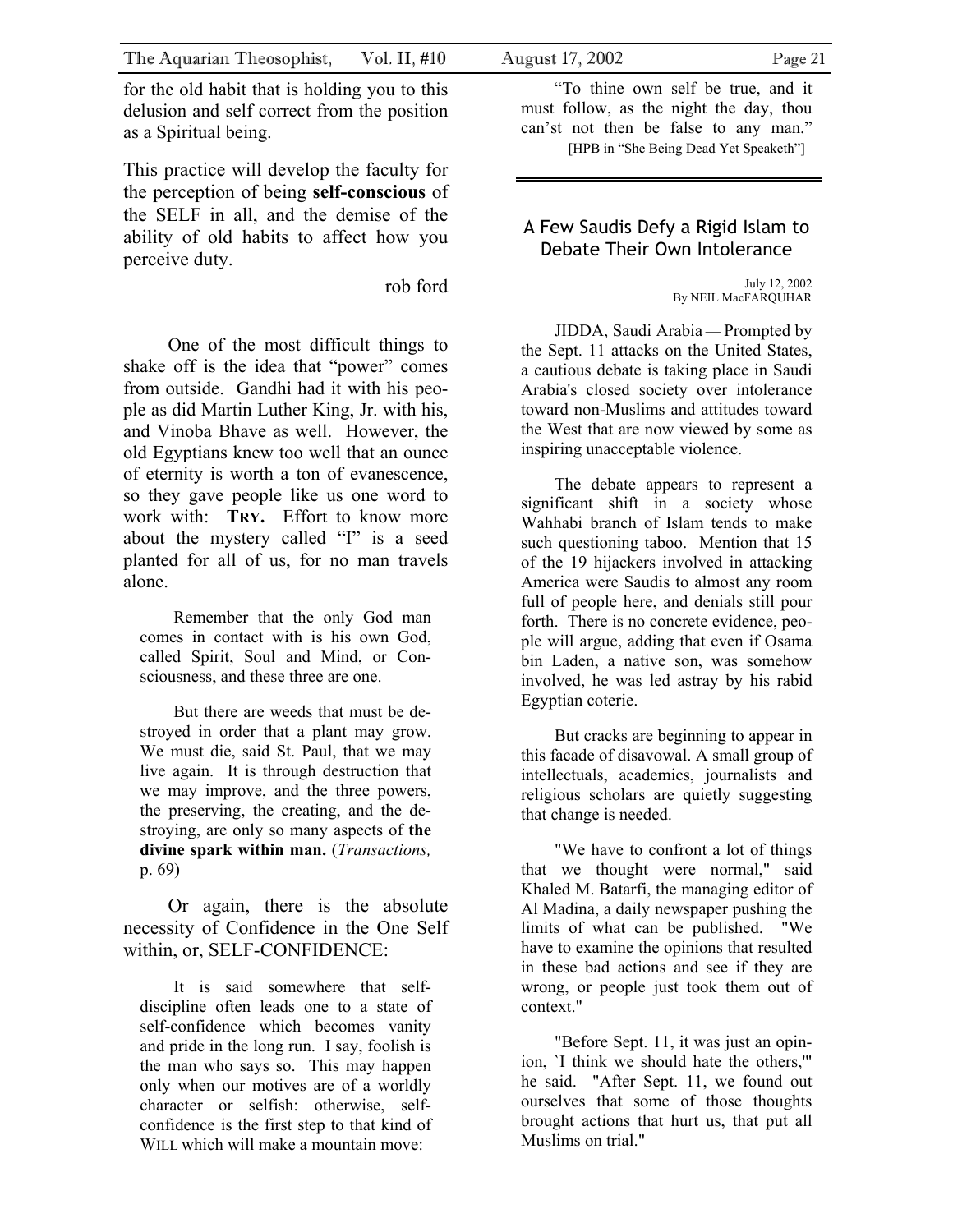for the old habit that is holding you to this delusion and self correct from the position as a Spiritual being.

This practice will develop the faculty for the perception of being **self-conscious** of the SELF in all, and the demise of the ability of old habits to affect how you perceive duty.

rob ford

One of the most difficult things to shake off is the idea that "power" comes from outside. Gandhi had it with his people as did Martin Luther King, Jr. with his, and Vinoba Bhave as well. However, the old Egyptians knew too well that an ounce of eternity is worth a ton of evanescence, so they gave people like us one word to work with: **TRY.** Effort to know more about the mystery called "I" is a seed planted for all of us, for no man travels alone.

> Remember that the only God man comes in contact with is his own God, called Spirit, Soul and Mind, or Consciousness, and these three are one.
>
> But there are weeds that must be destroyed in order that a plant may grow. We must die, said St. Paul, that we may live again. It is through destruction that we may improve, and the three powers, the preserving, the creating, and the destroying, are only so many aspects of **the divine spark within man.** (*Transactions,* p. 69)

Or again, there is the absolute necessity of Confidence in the One Self within, or, SELF-CONFIDENCE:

> It is said somewhere that self-discipline often leads one to a state of self-confidence which becomes vanity and pride in the long run. I say, foolish is the man who says so. This may happen only when our motives are of a worldly character or selfish: otherwise, self-confidence is the first step to that kind of WILL which will make a mountain move:
>
> "To thine own self be true, and it must follow, as the night the day, thou can'st not then be false to any man."
>
> [HPB in "She Being Dead Yet Speaketh"]

---

## A Few Saudis Defy a Rigid Islam to Debate Their Own Intolerance

July 12, 2002
By NEIL MacFARQUHAR

JIDDA, Saudi Arabia — Prompted by the Sept. 11 attacks on the United States, a cautious debate is taking place in Saudi Arabia's closed society over intolerance toward non-Muslims and attitudes toward the West that are now viewed by some as inspiring unacceptable violence.

The debate appears to represent a significant shift in a society whose Wahhabi branch of Islam tends to make such questioning taboo. Mention that 15 of the 19 hijackers involved in attacking America were Saudis to almost any room full of people here, and denials still pour forth. There is no concrete evidence, people will argue, adding that even if Osama bin Laden, a native son, was somehow involved, he was led astray by his rabid Egyptian coterie.

But cracks are beginning to appear in this facade of disavowal. A small group of intellectuals, academics, journalists and religious scholars are quietly suggesting that change is needed.

"We have to confront a lot of things that we thought were normal," said Khaled M. Batarfi, the managing editor of Al Madina, a daily newspaper pushing the limits of what can be published. "We have to examine the opinions that resulted in these bad actions and see if they are wrong, or people just took them out of context."

"Before Sept. 11, it was just an opinion, `I think we should hate the others,'" he said. "After Sept. 11, we found out ourselves that some of those thoughts brought actions that hurt us, that put all Muslims on trial."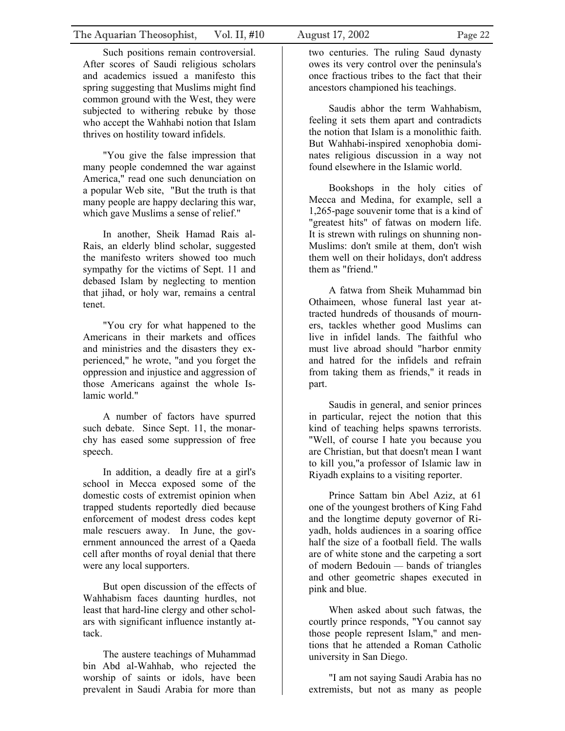Such positions remain controversial. After scores of Saudi religious scholars and academics issued a manifesto this spring suggesting that Muslims might find common ground with the West, they were subjected to withering rebuke by those who accept the Wahhabi notion that Islam thrives on hostility toward infidels.

"You give the false impression that many people condemned the war against America," read one such denunciation on a popular Web site, "But the truth is that many people are happy declaring this war, which gave Muslims a sense of relief."

In another, Sheik Hamad Rais al-Rais, an elderly blind scholar, suggested the manifesto writers showed too much sympathy for the victims of Sept. 11 and debased Islam by neglecting to mention that jihad, or holy war, remains a central tenet.

"You cry for what happened to the Americans in their markets and offices and ministries and the disasters they experienced," he wrote, "and you forget the oppression and injustice and aggression of those Americans against the whole Islamic world."

A number of factors have spurred such debate. Since Sept. 11, the monarchy has eased some suppression of free speech.

In addition, a deadly fire at a girl's school in Mecca exposed some of the domestic costs of extremist opinion when trapped students reportedly died because enforcement of modest dress codes kept male rescuers away. In June, the government announced the arrest of a Qaeda cell after months of royal denial that there were any local supporters.

But open discussion of the effects of Wahhabism faces daunting hurdles, not least that hard-line clergy and other scholars with significant influence instantly attack.

The austere teachings of Muhammad bin Abd al-Wahhab, who rejected the worship of saints or idols, have been prevalent in Saudi Arabia for more than two centuries. The ruling Saud dynasty owes its very control over the peninsula's once fractious tribes to the fact that their ancestors championed his teachings.

Saudis abhor the term Wahhabism, feeling it sets them apart and contradicts the notion that Islam is a monolithic faith. But Wahhabi-inspired xenophobia dominates religious discussion in a way not found elsewhere in the Islamic world.

Bookshops in the holy cities of Mecca and Medina, for example, sell a 1,265-page souvenir tome that is a kind of "greatest hits" of fatwas on modern life. It is strewn with rulings on shunning non-Muslims: don't smile at them, don't wish them well on their holidays, don't address them as "friend."

A fatwa from Sheik Muhammad bin Othaimeen, whose funeral last year attracted hundreds of thousands of mourners, tackles whether good Muslims can live in infidel lands. The faithful who must live abroad should "harbor enmity and hatred for the infidels and refrain from taking them as friends," it reads in part.

Saudis in general, and senior princes in particular, reject the notion that this kind of teaching helps spawns terrorists. "Well, of course I hate you because you are Christian, but that doesn't mean I want to kill you,"a professor of Islamic law in Riyadh explains to a visiting reporter.

Prince Sattam bin Abel Aziz, at 61 one of the youngest brothers of King Fahd and the longtime deputy governor of Riyadh, holds audiences in a soaring office half the size of a football field. The walls are of white stone and the carpeting a sort of modern Bedouin — bands of triangles and other geometric shapes executed in pink and blue.

When asked about such fatwas, the courtly prince responds, "You cannot say those people represent Islam," and mentions that he attended a Roman Catholic university in San Diego.

"I am not saying Saudi Arabia has no extremists, but not as many as people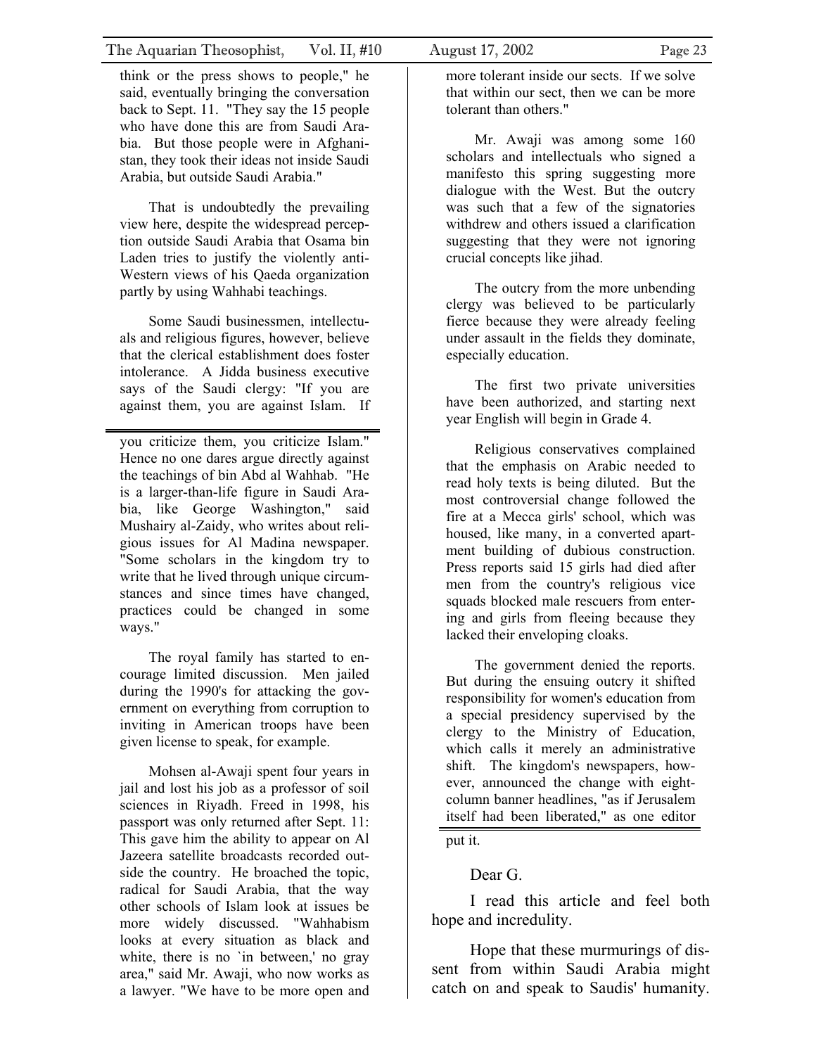think or the press shows to people," he said, eventually bringing the conversation back to Sept. 11. "They say the 15 people who have done this are from Saudi Arabia. But those people were in Afghanistan, they took their ideas not inside Saudi Arabia, but outside Saudi Arabia."

That is undoubtedly the prevailing view here, despite the widespread perception outside Saudi Arabia that Osama bin Laden tries to justify the violently anti-Western views of his Qaeda organization partly by using Wahhabi teachings.

Some Saudi businessmen, intellectuals and religious figures, however, believe that the clerical establishment does foster intolerance. A Jidda business executive says of the Saudi clergy: "If you are against them, you are against Islam. If you criticize them, you criticize Islam." Hence no one dares argue directly against the teachings of bin Abd al Wahhab. "He is a larger-than-life figure in Saudi Arabia, like George Washington," said Mushairy al-Zaidy, who writes about religious issues for Al Madina newspaper. "Some scholars in the kingdom try to write that he lived through unique circumstances and since times have changed, practices could be changed in some ways."

The royal family has started to encourage limited discussion. Men jailed during the 1990's for attacking the government on everything from corruption to inviting in American troops have been given license to speak, for example.

Mohsen al-Awaji spent four years in jail and lost his job as a professor of soil sciences in Riyadh. Freed in 1998, his passport was only returned after Sept. 11: This gave him the ability to appear on Al Jazeera satellite broadcasts recorded outside the country. He broached the topic, radical for Saudi Arabia, that the way other schools of Islam look at issues be more widely discussed. "Wahhabism looks at every situation as black and white, there is no `in between,' no gray area," said Mr. Awaji, who now works as a lawyer. "We have to be more open and more tolerant inside our sects. If we solve that within our sect, then we can be more tolerant than others."

Mr. Awaji was among some 160 scholars and intellectuals who signed a manifesto this spring suggesting more dialogue with the West. But the outcry was such that a few of the signatories withdrew and others issued a clarification suggesting that they were not ignoring crucial concepts like jihad.

The outcry from the more unbending clergy was believed to be particularly fierce because they were already feeling under assault in the fields they dominate, especially education.

The first two private universities have been authorized, and starting next year English will begin in Grade 4.

Religious conservatives complained that the emphasis on Arabic needed to read holy texts is being diluted. But the most controversial change followed the fire at a Mecca girls' school, which was housed, like many, in a converted apartment building of dubious construction. Press reports said 15 girls had died after men from the country's religious vice squads blocked male rescuers from entering and girls from fleeing because they lacked their enveloping cloaks.

The government denied the reports. But during the ensuing outcry it shifted responsibility for women's education from a special presidency supervised by the clergy to the Ministry of Education, which calls it merely an administrative shift. The kingdom's newspapers, however, announced the change with eight-column banner headlines, "as if Jerusalem itself had been liberated," as one editor put it.

Dear G.

I read this article and feel both hope and incredulity.

Hope that these murmurings of dissent from within Saudi Arabia might catch on and speak to Saudis' humanity.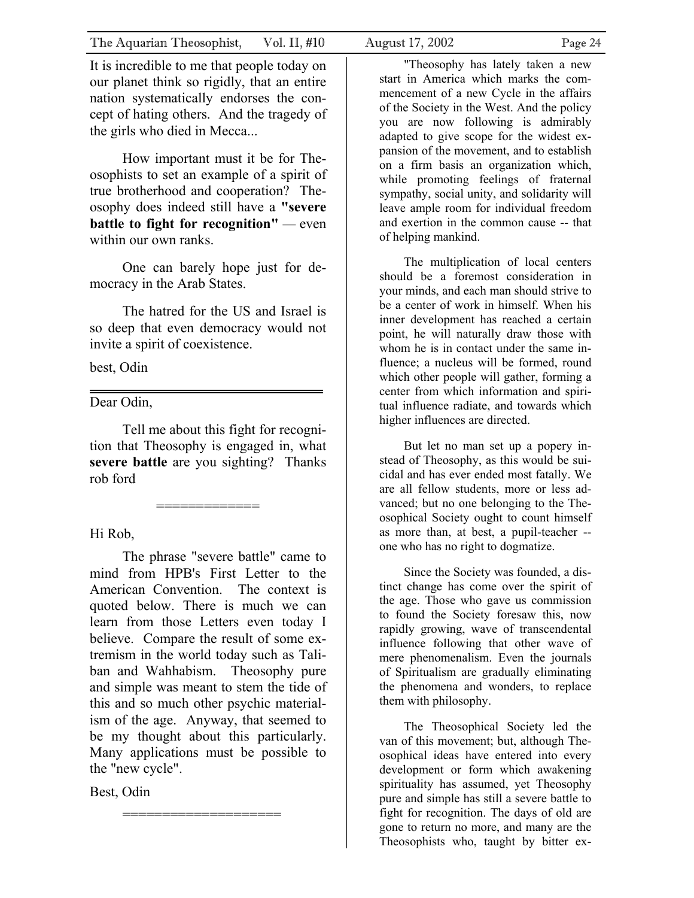It is incredible to me that people today on our planet think so rigidly, that an entire nation systematically endorses the concept of hating others. And the tragedy of the girls who died in Mecca...

How important must it be for Theosophists to set an example of a spirit of true brotherhood and cooperation? Theosophy does indeed still have a **"severe battle to fight for recognition"** — even within our own ranks.

One can barely hope just for democracy in the Arab States.

The hatred for the US and Israel is so deep that even democracy would not invite a spirit of coexistence.

best, Odin

---

Dear Odin,

Tell me about this fight for recognition that Theosophy is engaged in, what **severe battle** are you sighting? Thanks rob ford

=============

Hi Rob,

The phrase "severe battle" came to mind from HPB's First Letter to the American Convention. The context is quoted below. There is much we can learn from those Letters even today I believe. Compare the result of some extremism in the world today such as Taliban and Wahhabism. Theosophy pure and simple was meant to stem the tide of this and so much other psychic materialism of the age. Anyway, that seemed to be my thought about this particularly. Many applications must be possible to the "new cycle".

Best, Odin

====================

"Theosophy has lately taken a new start in America which marks the commencement of a new Cycle in the affairs of the Society in the West. And the policy you are now following is admirably adapted to give scope for the widest expansion of the movement, and to establish on a firm basis an organization which, while promoting feelings of fraternal sympathy, social unity, and solidarity will leave ample room for individual freedom and exertion in the common cause -- that of helping mankind.

The multiplication of local centers should be a foremost consideration in your minds, and each man should strive to be a center of work in himself. When his inner development has reached a certain point, he will naturally draw those with whom he is in contact under the same influence; a nucleus will be formed, round which other people will gather, forming a center from which information and spiritual influence radiate, and towards which higher influences are directed.

But let no man set up a popery instead of Theosophy, as this would be suicidal and has ever ended most fatally. We are all fellow students, more or less advanced; but no one belonging to the Theosophical Society ought to count himself as more than, at best, a pupil-teacher -- one who has no right to dogmatize.

Since the Society was founded, a distinct change has come over the spirit of the age. Those who gave us commission to found the Society foresaw this, now rapidly growing, wave of transcendental influence following that other wave of mere phenomenalism. Even the journals of Spiritualism are gradually eliminating the phenomena and wonders, to replace them with philosophy.

The Theosophical Society led the van of this movement; but, although Theosophical ideas have entered into every development or form which awakening spirituality has assumed, yet Theosophy pure and simple has still a severe battle to fight for recognition. The days of old are gone to return no more, and many are the Theosophists who, taught by bitter ex-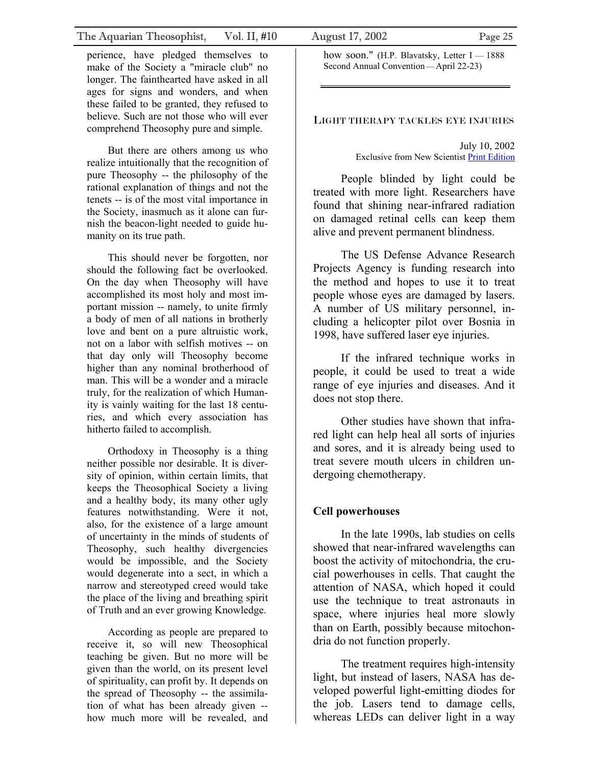perience, have pledged themselves to make of the Society a "miracle club" no longer. The fainthearted have asked in all ages for signs and wonders, and when these failed to be granted, they refused to believe. Such are not those who will ever comprehend Theosophy pure and simple.

But there are others among us who realize intuitionally that the recognition of pure Theosophy -- the philosophy of the rational explanation of things and not the tenets -- is of the most vital importance in the Society, inasmuch as it alone can furnish the beacon-light needed to guide humanity on its true path.

This should never be forgotten, nor should the following fact be overlooked. On the day when Theosophy will have accomplished its most holy and most important mission -- namely, to unite firmly a body of men of all nations in brotherly love and bent on a pure altruistic work, not on a labor with selfish motives -- on that day only will Theosophy become higher than any nominal brotherhood of man. This will be a wonder and a miracle truly, for the realization of which Humanity is vainly waiting for the last 18 centuries, and which every association has hitherto failed to accomplish.

Orthodoxy in Theosophy is a thing neither possible nor desirable. It is diversity of opinion, within certain limits, that keeps the Theosophical Society a living and a healthy body, its many other ugly features notwithstanding. Were it not, also, for the existence of a large amount of uncertainty in the minds of students of Theosophy, such healthy divergencies would be impossible, and the Society would degenerate into a sect, in which a narrow and stereotyped creed would take the place of the living and breathing spirit of Truth and an ever growing Knowledge.

According as people are prepared to receive it, so will new Theosophical teaching be given. But no more will be given than the world, on its present level of spirituality, can profit by. It depends on the spread of Theosophy -- the assimilation of what has been already given -- how much more will be revealed, and how soon." (H.P. Blavatsky, Letter I — 1888 Second Annual Convention — April 22-23)

---

## Light therapy tackles eye injuries

July 10, 2002
Exclusive from New Scientist Print Edition

People blinded by light could be treated with more light. Researchers have found that shining near-infrared radiation on damaged retinal cells can keep them alive and prevent permanent blindness.

The US Defense Advance Research Projects Agency is funding research into the method and hopes to use it to treat people whose eyes are damaged by lasers. A number of US military personnel, including a helicopter pilot over Bosnia in 1998, have suffered laser eye injuries.

If the infrared technique works in people, it could be used to treat a wide range of eye injuries and diseases. And it does not stop there.

Other studies have shown that infrared light can help heal all sorts of injuries and sores, and it is already being used to treat severe mouth ulcers in children undergoing chemotherapy.

### Cell powerhouses

In the late 1990s, lab studies on cells showed that near-infrared wavelengths can boost the activity of mitochondria, the crucial powerhouses in cells. That caught the attention of NASA, which hoped it could use the technique to treat astronauts in space, where injuries heal more slowly than on Earth, possibly because mitochondria do not function properly.

The treatment requires high-intensity light, but instead of lasers, NASA has developed powerful light-emitting diodes for the job. Lasers tend to damage cells, whereas LEDs can deliver light in a way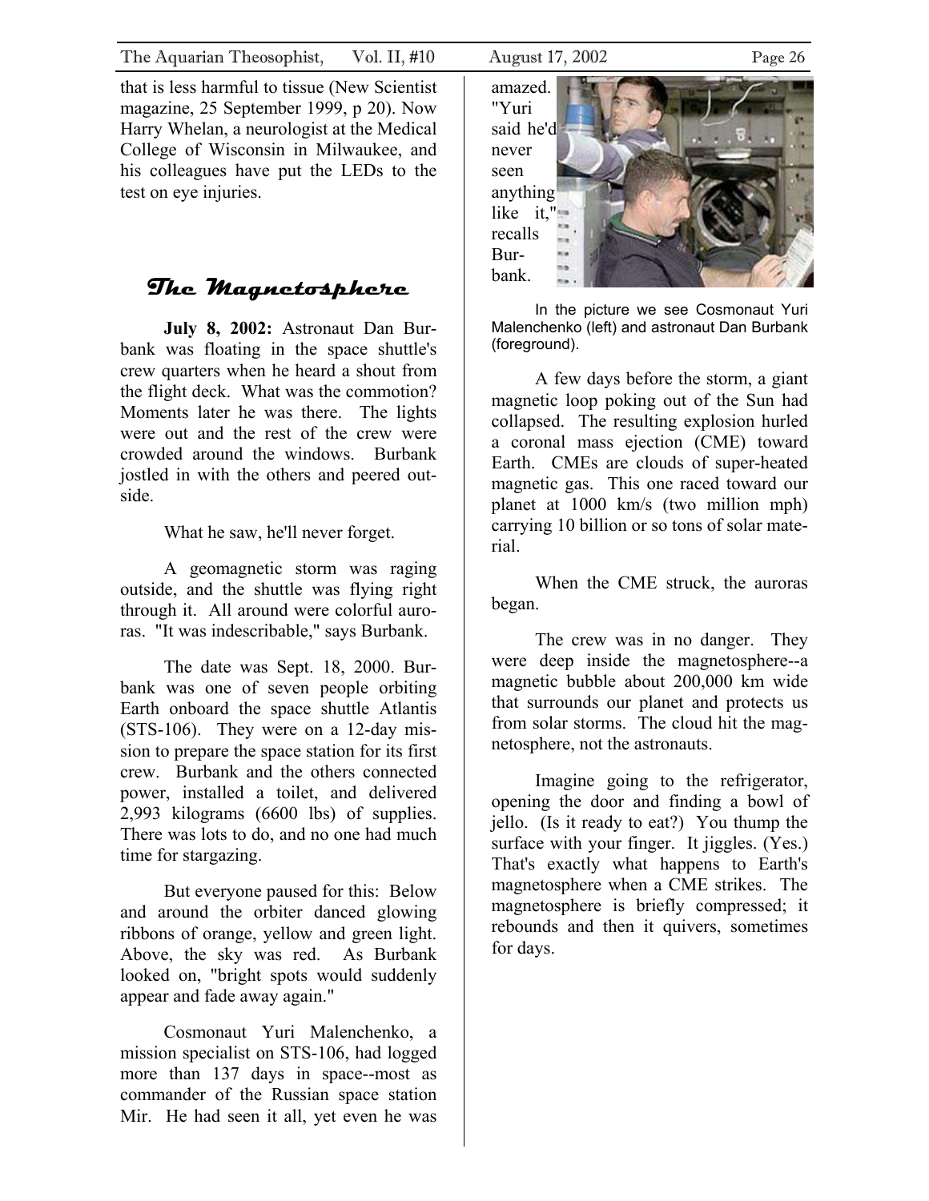that is less harmful to tissue (New Scientist magazine, 25 September 1999, p 20). Now Harry Whelan, a neurologist at the Medical College of Wisconsin in Milwaukee, and his colleagues have put the LEDs to the test on eye injuries.

## The Magnetosphere

**July 8, 2002:** Astronaut Dan Burbank was floating in the space shuttle's crew quarters when he heard a shout from the flight deck. What was the commotion? Moments later he was there. The lights were out and the rest of the crew were crowded around the windows. Burbank jostled in with the others and peered outside.

What he saw, he'll never forget.

A geomagnetic storm was raging outside, and the shuttle was flying right through it. All around were colorful auroras. "It was indescribable," says Burbank.

The date was Sept. 18, 2000. Burbank was one of seven people orbiting Earth onboard the space shuttle Atlantis (STS-106). They were on a 12-day mission to prepare the space station for its first crew. Burbank and the others connected power, installed a toilet, and delivered 2,993 kilograms (6600 lbs) of supplies. There was lots to do, and no one had much time for stargazing.

But everyone paused for this: Below and around the orbiter danced glowing ribbons of orange, yellow and green light. Above, the sky was red. As Burbank looked on, "bright spots would suddenly appear and fade away again."

Cosmonaut Yuri Malenchenko, a mission specialist on STS-106, had logged more than 137 days in space--most as commander of the Russian space station Mir. He had seen it all, yet even he was amazed. "Yuri said he'd never seen anything like it," recalls Burbank.

In the picture we see Cosmonaut Yuri Malenchenko (left) and astronaut Dan Burbank (foreground).

A few days before the storm, a giant magnetic loop poking out of the Sun had collapsed. The resulting explosion hurled a coronal mass ejection (CME) toward Earth. CMEs are clouds of super-heated magnetic gas. This one raced toward our planet at 1000 km/s (two million mph) carrying 10 billion or so tons of solar material.

When the CME struck, the auroras began.

The crew was in no danger. They were deep inside the magnetosphere--a magnetic bubble about 200,000 km wide that surrounds our planet and protects us from solar storms. The cloud hit the magnetosphere, not the astronauts.

Imagine going to the refrigerator, opening the door and finding a bowl of jello. (Is it ready to eat?) You thump the surface with your finger. It jiggles. (Yes.) That's exactly what happens to Earth's magnetosphere when a CME strikes. The magnetosphere is briefly compressed; it rebounds and then it quivers, sometimes for days.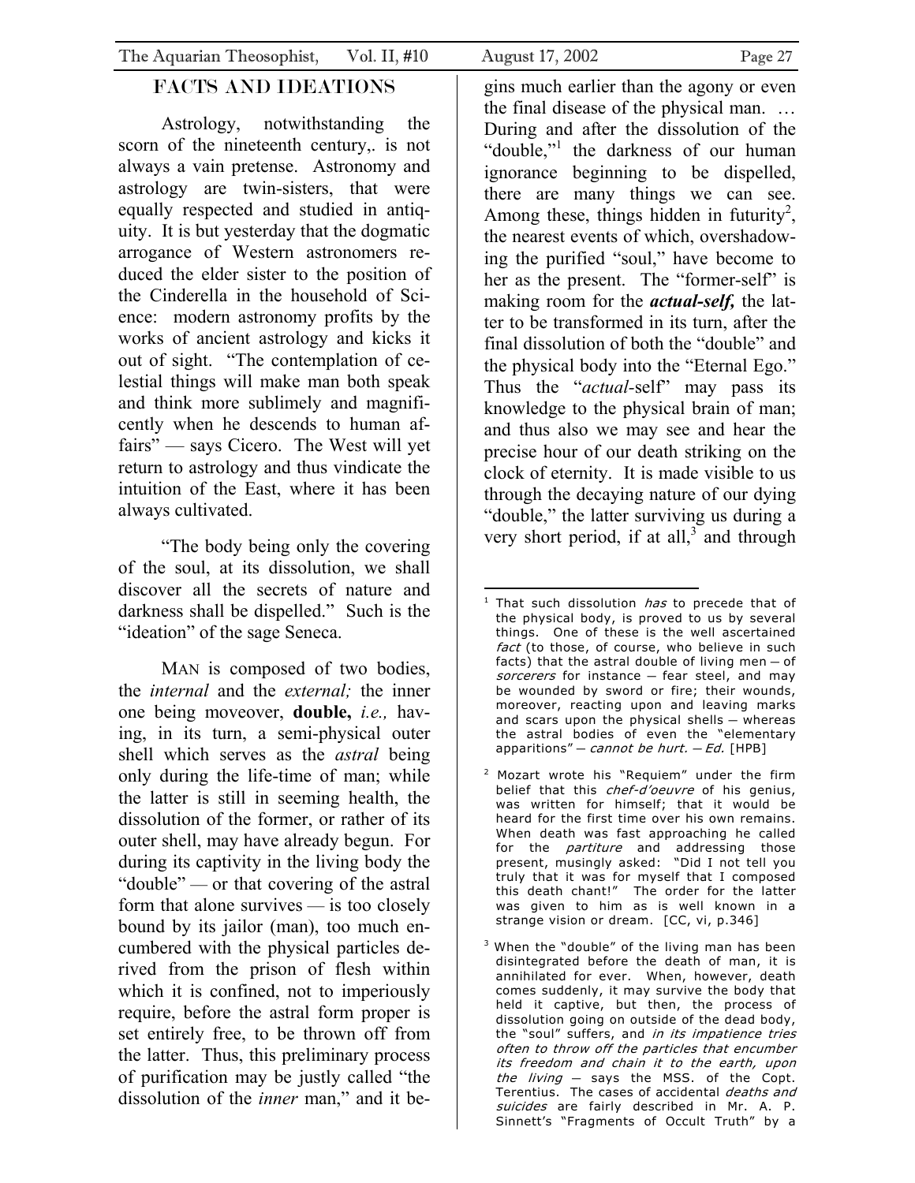## FACTS AND IDEATIONS

Astrology, notwithstanding the scorn of the nineteenth century,. is not always a vain pretense. Astronomy and astrology are twin-sisters, that were equally respected and studied in antiquity. It is but yesterday that the dogmatic arrogance of Western astronomers reduced the elder sister to the position of the Cinderella in the household of Science: modern astronomy profits by the works of ancient astrology and kicks it out of sight. "The contemplation of celestial things will make man both speak and think more sublimely and magnificently when he descends to human affairs" — says Cicero. The West will yet return to astrology and thus vindicate the intuition of the East, where it has been always cultivated.

"The body being only the covering of the soul, at its dissolution, we shall discover all the secrets of nature and darkness shall be dispelled." Such is the "ideation" of the sage Seneca.

MAN is composed of two bodies, the *internal* and the *external;* the inner one being moveover, **double,** *i.e.,* having, in its turn, a semi-physical outer shell which serves as the *astral* being only during the life-time of man; while the latter is still in seeming health, the dissolution of the former, or rather of its outer shell, may have already begun. For during its captivity in the living body the "double" — or that covering of the astral form that alone survives — is too closely bound by its jailor (man), too much encumbered with the physical particles derived from the prison of flesh within which it is confined, not to imperiously require, before the astral form proper is set entirely free, to be thrown off from the latter. Thus, this preliminary process of purification may be justly called "the dissolution of the *inner* man," and it begins much earlier than the agony or even the final disease of the physical man. … During and after the dissolution of the "double,"[1] the darkness of our human ignorance beginning to be dispelled, there are many things we can see. Among these, things hidden in futurity[2], the nearest events of which, overshadowing the purified "soul," have become to her as the present. The "former-self" is making room for the ***actual-self,*** the latter to be transformed in its turn, after the final dissolution of both the "double" and the physical body into the "Eternal Ego." Thus the "*actual*-self" may pass its knowledge to the physical brain of man; and thus also we may see and hear the precise hour of our death striking on the clock of eternity. It is made visible to us through the decaying nature of our dying "double," the latter surviving us during a very short period, if at all,[3] and through

---

[1] That such dissolution *has* to precede that of the physical body, is proved to us by several things. One of these is the well ascertained *fact* (to those, of course, who believe in such facts) that the astral double of living men – of *sorcerers* for instance – fear steel, and may be wounded by sword or fire; their wounds, moreover, reacting upon and leaving marks and scars upon the physical shells – whereas the astral bodies of even the "elementary apparitions" – *cannot be hurt. – Ed.* [HPB]

[2] Mozart wrote his "Requiem" under the firm belief that this *chef-d'oeuvre* of his genius, was written for himself; that it would be heard for the first time over his own remains. When death was fast approaching he called for the *partiture* and addressing those present, musingly asked: "Did I not tell you truly that it was for myself that I composed this death chant!" The order for the latter was given to him as is well known in a strange vision or dream. [CC, vi, p.346]

[3] When the "double" of the living man has been disintegrated before the death of man, it is annihilated for ever. When, however, death comes suddenly, it may survive the body that held it captive, but then, the process of dissolution going on outside of the dead body, the "soul" suffers, and *in its impatience tries often to throw off the particles that encumber its freedom and chain it to the earth, upon the living* – says the MSS. of the Copt. Terentius. The cases of accidental *deaths and suicides* are fairly described in Mr. A. P. Sinnett's "Fragments of Occult Truth" by a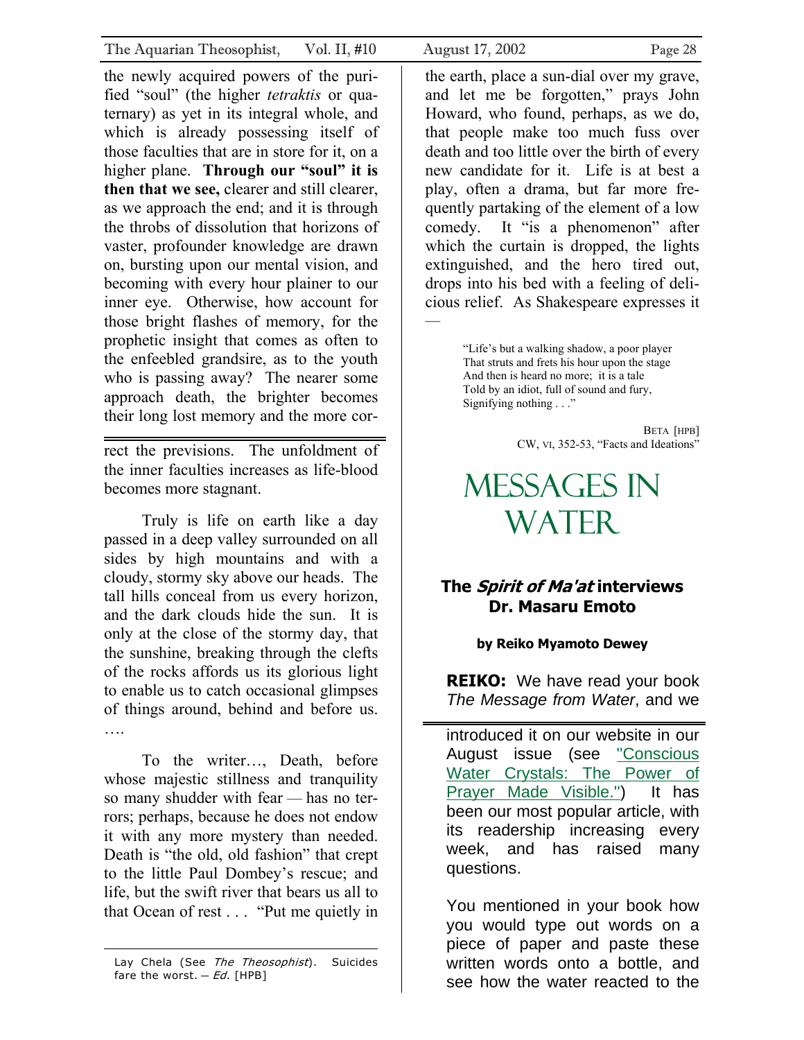the newly acquired powers of the purified "soul" (the higher *tetraktis* or quaternary) as yet in its integral whole, and which is already possessing itself of those faculties that are in store for it, on a higher plane. **Through our "soul" it is then that we see,** clearer and still clearer, as we approach the end; and it is through the throbs of dissolution that horizons of vaster, profounder knowledge are drawn on, bursting upon our mental vision, and becoming with every hour plainer to our inner eye. Otherwise, how account for those bright flashes of memory, for the prophetic insight that comes as often to the enfeebled grandsire, as to the youth who is passing away? The nearer some approach death, the brighter becomes their long lost memory and the more correct the previsions. The unfoldment of the inner faculties increases as life-blood becomes more stagnant.

Truly is life on earth like a day passed in a deep valley surrounded on all sides by high mountains and with a cloudy, stormy sky above our heads. The tall hills conceal from us every horizon, and the dark clouds hide the sun. It is only at the close of the stormy day, that the sunshine, breaking through the clefts of the rocks affords us its glorious light to enable us to catch occasional glimpses of things around, behind and before us. ….

To the writer…, Death, before whose majestic stillness and tranquility so many shudder with fear — has no terrors; perhaps, because he does not endow it with any more mystery than needed. Death is "the old, old fashion" that crept to the little Paul Dombey's rescue; and life, but the swift river that bears us all to that Ocean of rest . . . "Put me quietly in the earth, place a sun-dial over my grave, and let me be forgotten," prays John Howard, who found, perhaps, as we do, that people make too much fuss over death and too little over the birth of every new candidate for it. Life is at best a play, often a drama, but far more frequently partaking of the element of a low comedy. It "is a phenomenon" after which the curtain is dropped, the lights extinguished, and the hero tired out, drops into his bed with a feeling of delicious relief. As Shakespeare expresses it —

> "Life's but a walking shadow, a poor player
> That struts and frets his hour upon the stage
> And then is heard no more; it is a tale
> Told by an idiot, full of sound and fury,
> Signifying nothing . . ."

BETA [HPB]
CW, VI, 352-53, "Facts and Ideations"

Lay Chela (See *The Theosophist*). Suicides fare the worst. — *Ed.* [HPB]

# MESSAGES IN WATER

### The *Spirit of Ma'at* interviews Dr. Masaru Emoto

**by Reiko Myamoto Dewey**

**REIKO:** We have read your book *The Message from Water*, and we introduced it on our website in our August issue (see "Conscious Water Crystals: The Power of Prayer Made Visible.") It has been our most popular article, with its readership increasing every week, and has raised many questions.

You mentioned in your book how you would type out words on a piece of paper and paste these written words onto a bottle, and see how the water reacted to the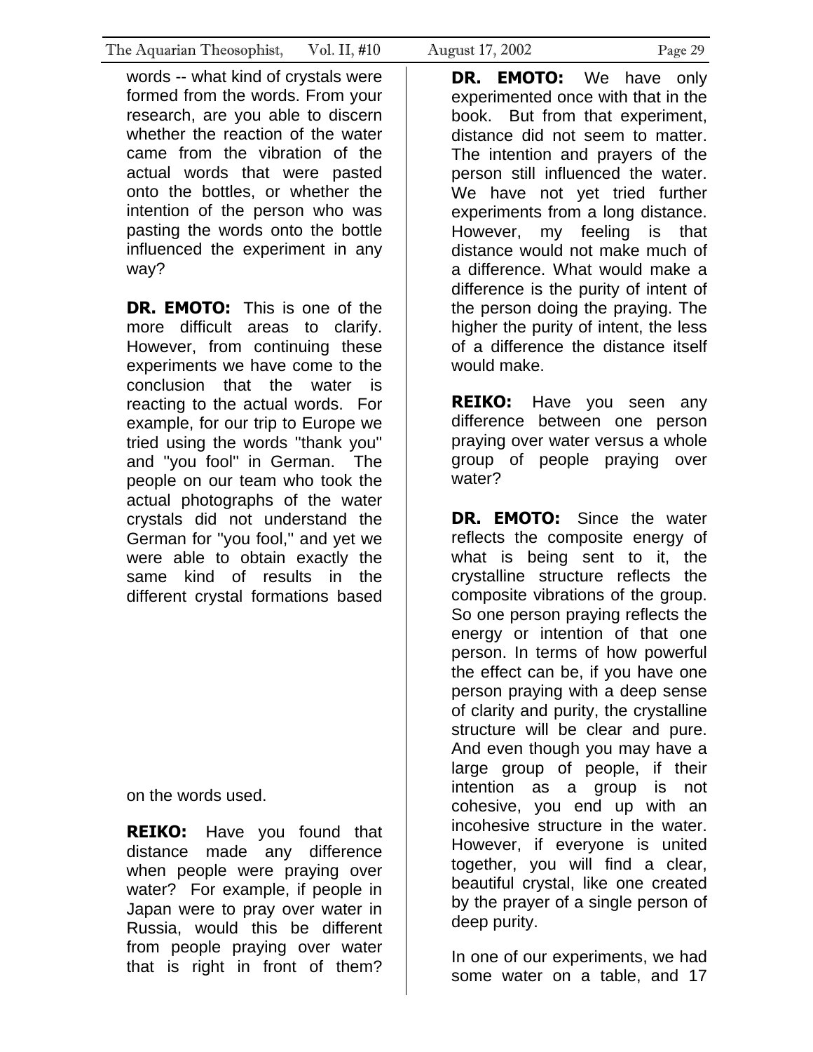words -- what kind of crystals were formed from the words. From your research, are you able to discern whether the reaction of the water came from the vibration of the actual words that were pasted onto the bottles, or whether the intention of the person who was pasting the words onto the bottle influenced the experiment in any way?

**DR. EMOTO:** This is one of the more difficult areas to clarify. However, from continuing these experiments we have come to the conclusion that the water is reacting to the actual words. For example, for our trip to Europe we tried using the words "thank you" and "you fool" in German. The people on our team who took the actual photographs of the water crystals did not understand the German for "you fool," and yet we were able to obtain exactly the same kind of results in the different crystal formations based on the words used.

**REIKO:** Have you found that distance made any difference when people were praying over water? For example, if people in Japan were to pray over water in Russia, would this be different from people praying over water that is right in front of them?

**DR. EMOTO:** We have only experimented once with that in the book. But from that experiment, distance did not seem to matter. The intention and prayers of the person still influenced the water. We have not yet tried further experiments from a long distance. However, my feeling is that distance would not make much of a difference. What would make a difference is the purity of intent of the person doing the praying. The higher the purity of intent, the less of a difference the distance itself would make.

**REIKO:** Have you seen any difference between one person praying over water versus a whole group of people praying over water?

**DR. EMOTO:** Since the water reflects the composite energy of what is being sent to it, the crystalline structure reflects the composite vibrations of the group. So one person praying reflects the energy or intention of that one person. In terms of how powerful the effect can be, if you have one person praying with a deep sense of clarity and purity, the crystalline structure will be clear and pure. And even though you may have a large group of people, if their intention as a group is not cohesive, you end up with an incohesive structure in the water. However, if everyone is united together, you will find a clear, beautiful crystal, like one created by the prayer of a single person of deep purity.

In one of our experiments, we had some water on a table, and 17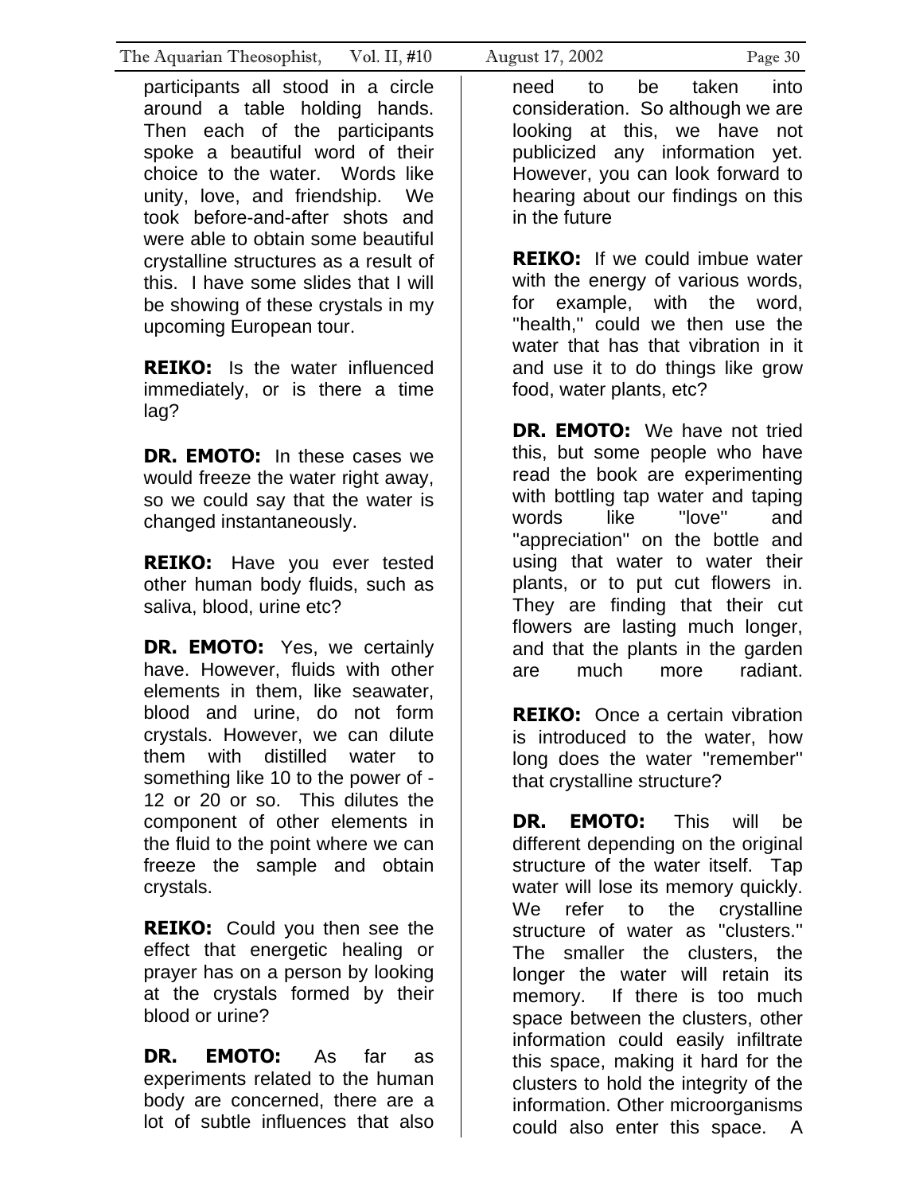participants all stood in a circle around a table holding hands. Then each of the participants spoke a beautiful word of their choice to the water. Words like unity, love, and friendship. We took before-and-after shots and were able to obtain some beautiful crystalline structures as a result of this. I have some slides that I will be showing of these crystals in my upcoming European tour.

**REIKO:** Is the water influenced immediately, or is there a time lag?

**DR. EMOTO:** In these cases we would freeze the water right away, so we could say that the water is changed instantaneously.

**REIKO:** Have you ever tested other human body fluids, such as saliva, blood, urine etc?

**DR. EMOTO:** Yes, we certainly have. However, fluids with other elements in them, like seawater, blood and urine, do not form crystals. However, we can dilute them with distilled water to something like 10 to the power of -12 or 20 or so. This dilutes the component of other elements in the fluid to the point where we can freeze the sample and obtain crystals.

**REIKO:** Could you then see the effect that energetic healing or prayer has on a person by looking at the crystals formed by their blood or urine?

**DR. EMOTO:** As far as experiments related to the human body are concerned, there are a lot of subtle influences that also need to be taken into consideration. So although we are looking at this, we have not publicized any information yet. However, you can look forward to hearing about our findings on this in the future

**REIKO:** If we could imbue water with the energy of various words, for example, with the word, "health," could we then use the water that has that vibration in it and use it to do things like grow food, water plants, etc?

**DR. EMOTO:** We have not tried this, but some people who have read the book are experimenting with bottling tap water and taping words like "love" and "appreciation" on the bottle and using that water to water their plants, or to put cut flowers in. They are finding that their cut flowers are lasting much longer, and that the plants in the garden are much more radiant.

**REIKO:** Once a certain vibration is introduced to the water, how long does the water "remember" that crystalline structure?

**DR. EMOTO:** This will be different depending on the original structure of the water itself. Tap water will lose its memory quickly. We refer to the crystalline structure of water as "clusters." The smaller the clusters, the longer the water will retain its memory. If there is too much space between the clusters, other information could easily infiltrate this space, making it hard for the clusters to hold the integrity of the information. Other microorganisms could also enter this space. A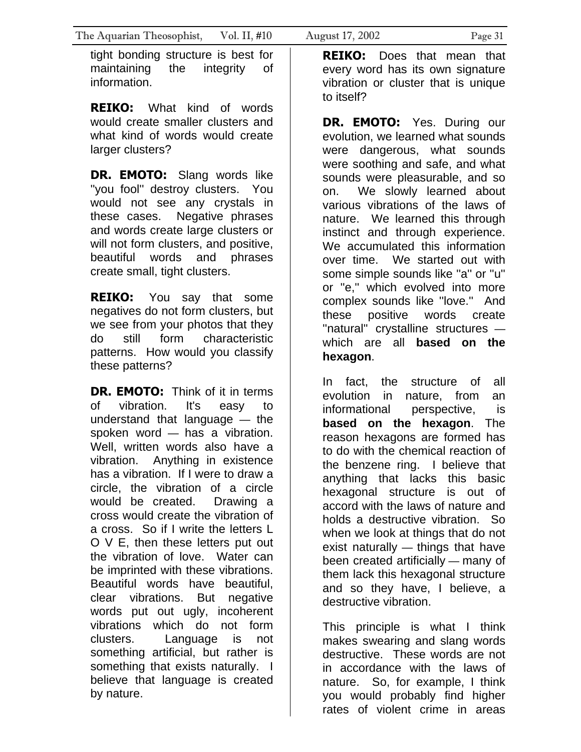tight bonding structure is best for maintaining the integrity of information.

**REIKO:** What kind of words would create smaller clusters and what kind of words would create larger clusters?

**DR. EMOTO:** Slang words like "you fool" destroy clusters. You would not see any crystals in these cases. Negative phrases and words create large clusters or will not form clusters, and positive, beautiful words and phrases create small, tight clusters.

**REIKO:** You say that some negatives do not form clusters, but we see from your photos that they do still form characteristic patterns. How would you classify these patterns?

**DR. EMOTO:** Think of it in terms of vibration. It's easy to understand that language — the spoken word — has a vibration. Well, written words also have a vibration. Anything in existence has a vibration. If I were to draw a circle, the vibration of a circle would be created. Drawing a cross would create the vibration of a cross. So if I write the letters L O V E, then these letters put out the vibration of love. Water can be imprinted with these vibrations. Beautiful words have beautiful, clear vibrations. But negative words put out ugly, incoherent vibrations which do not form clusters. Language is not something artificial, but rather is something that exists naturally. I believe that language is created by nature.

**REIKO:** Does that mean that every word has its own signature vibration or cluster that is unique to itself?

**DR. EMOTO:** Yes. During our evolution, we learned what sounds were dangerous, what sounds were soothing and safe, and what sounds were pleasurable, and so on. We slowly learned about various vibrations of the laws of nature. We learned this through instinct and through experience. We accumulated this information over time. We started out with some simple sounds like "a" or "u" or "e," which evolved into more complex sounds like "love." And these positive words create "natural" crystalline structures — which are all **based on the hexagon**.

In fact, the structure of all evolution in nature, from an informational perspective, is **based on the hexagon**. The reason hexagons are formed has to do with the chemical reaction of the benzene ring. I believe that anything that lacks this basic hexagonal structure is out of accord with the laws of nature and holds a destructive vibration. So when we look at things that do not exist naturally — things that have been created artificially — many of them lack this hexagonal structure and so they have, I believe, a destructive vibration.

This principle is what I think makes swearing and slang words destructive. These words are not in accordance with the laws of nature. So, for example, I think you would probably find higher rates of violent crime in areas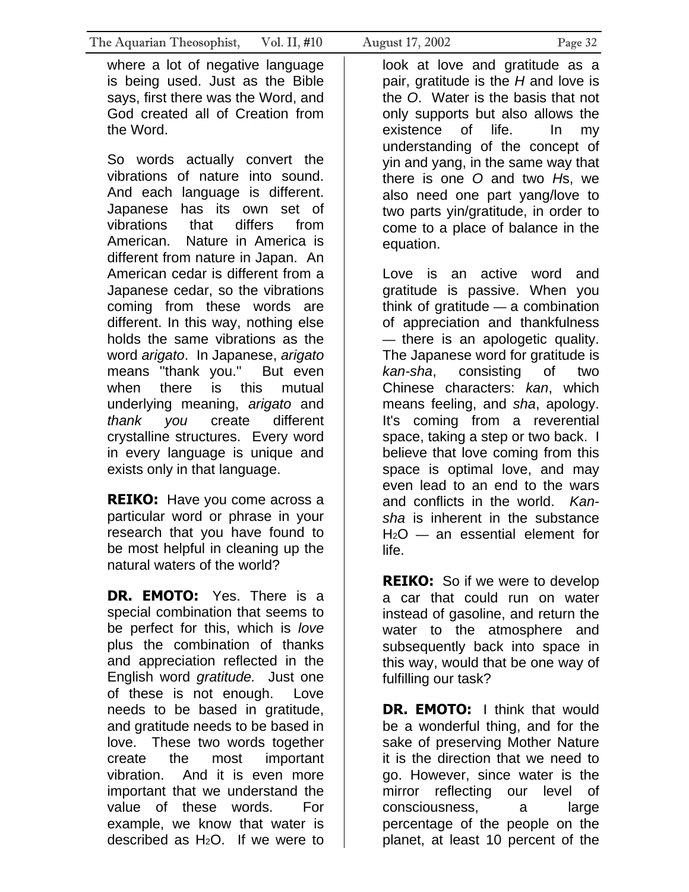where a lot of negative language is being used. Just as the Bible says, first there was the Word, and God created all of Creation from the Word.

So words actually convert the vibrations of nature into sound. And each language is different. Japanese has its own set of vibrations that differs from American. Nature in America is different from nature in Japan. An American cedar is different from a Japanese cedar, so the vibrations coming from these words are different. In this way, nothing else holds the same vibrations as the word *arigato*. In Japanese, *arigato* means "thank you." But even when there is this mutual underlying meaning, *arigato* and *thank you* create different crystalline structures. Every word in every language is unique and exists only in that language.

**REIKO:** Have you come across a particular word or phrase in your research that you have found to be most helpful in cleaning up the natural waters of the world?

**DR. EMOTO:** Yes. There is a special combination that seems to be perfect for this, which is *love* plus the combination of thanks and appreciation reflected in the English word *gratitude.* Just one of these is not enough. Love needs to be based in gratitude, and gratitude needs to be based in love. These two words together create the most important vibration. And it is even more important that we understand the value of these words. For example, we know that water is described as $H_2O$. If we were to look at love and gratitude as a pair, gratitude is the *H* and love is the *O*. Water is the basis that not only supports but also allows the existence of life. In my understanding of the concept of yin and yang, in the same way that there is one *O* and two *H*s, we also need one part yang/love to two parts yin/gratitude, in order to come to a place of balance in the equation.

Love is an active word and gratitude is passive. When you think of gratitude — a combination of appreciation and thankfulness — there is an apologetic quality. The Japanese word for gratitude is *kan-sha*, consisting of two Chinese characters: *kan*, which means feeling, and *sha*, apology. It's coming from a reverential space, taking a step or two back. I believe that love coming from this space is optimal love, and may even lead to an end to the wars and conflicts in the world. *Kan-sha* is inherent in the substance $H_2O$ — an essential element for life.

**REIKO:** So if we were to develop a car that could run on water instead of gasoline, and return the water to the atmosphere and subsequently back into space in this way, would that be one way of fulfilling our task?

**DR. EMOTO:** I think that would be a wonderful thing, and for the sake of preserving Mother Nature it is the direction that we need to go. However, since water is the mirror reflecting our level of consciousness, a large percentage of the people on the planet, at least 10 percent of the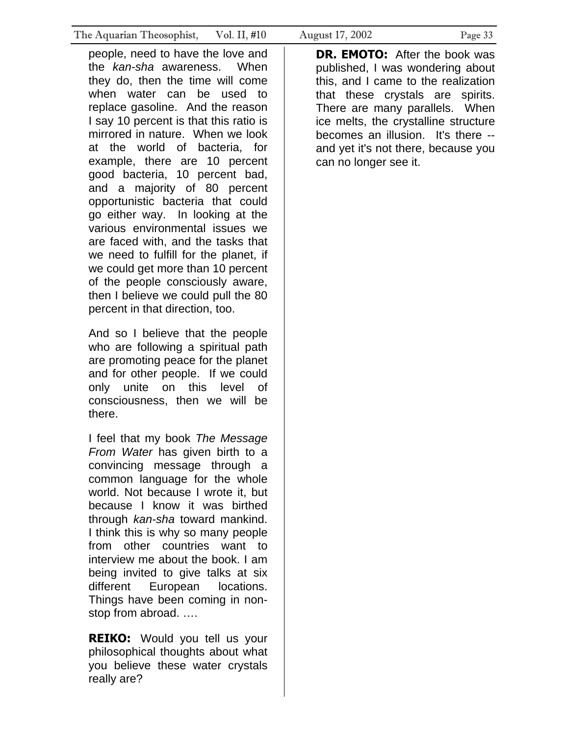people, need to have the love and the *kan-sha* awareness. When they do, then the time will come when water can be used to replace gasoline. And the reason I say 10 percent is that this ratio is mirrored in nature. When we look at the world of bacteria, for example, there are 10 percent good bacteria, 10 percent bad, and a majority of 80 percent opportunistic bacteria that could go either way. In looking at the various environmental issues we are faced with, and the tasks that we need to fulfill for the planet, if we could get more than 10 percent of the people consciously aware, then I believe we could pull the 80 percent in that direction, too.

And so I believe that the people who are following a spiritual path are promoting peace for the planet and for other people. If we could only unite on this level of consciousness, then we will be there.

I feel that my book *The Message From Water* has given birth to a convincing message through a common language for the whole world. Not because I wrote it, but because I know it was birthed through *kan-sha* toward mankind. I think this is why so many people from other countries want to interview me about the book. I am being invited to give talks at six different European locations. Things have been coming in non-stop from abroad. ….

**REIKO:** Would you tell us your philosophical thoughts about what you believe these water crystals really are?

**DR. EMOTO:** After the book was published, I was wondering about this, and I came to the realization that these crystals are spirits. There are many parallels. When ice melts, the crystalline structure becomes an illusion. It's there -- and yet it's not there, because you can no longer see it.